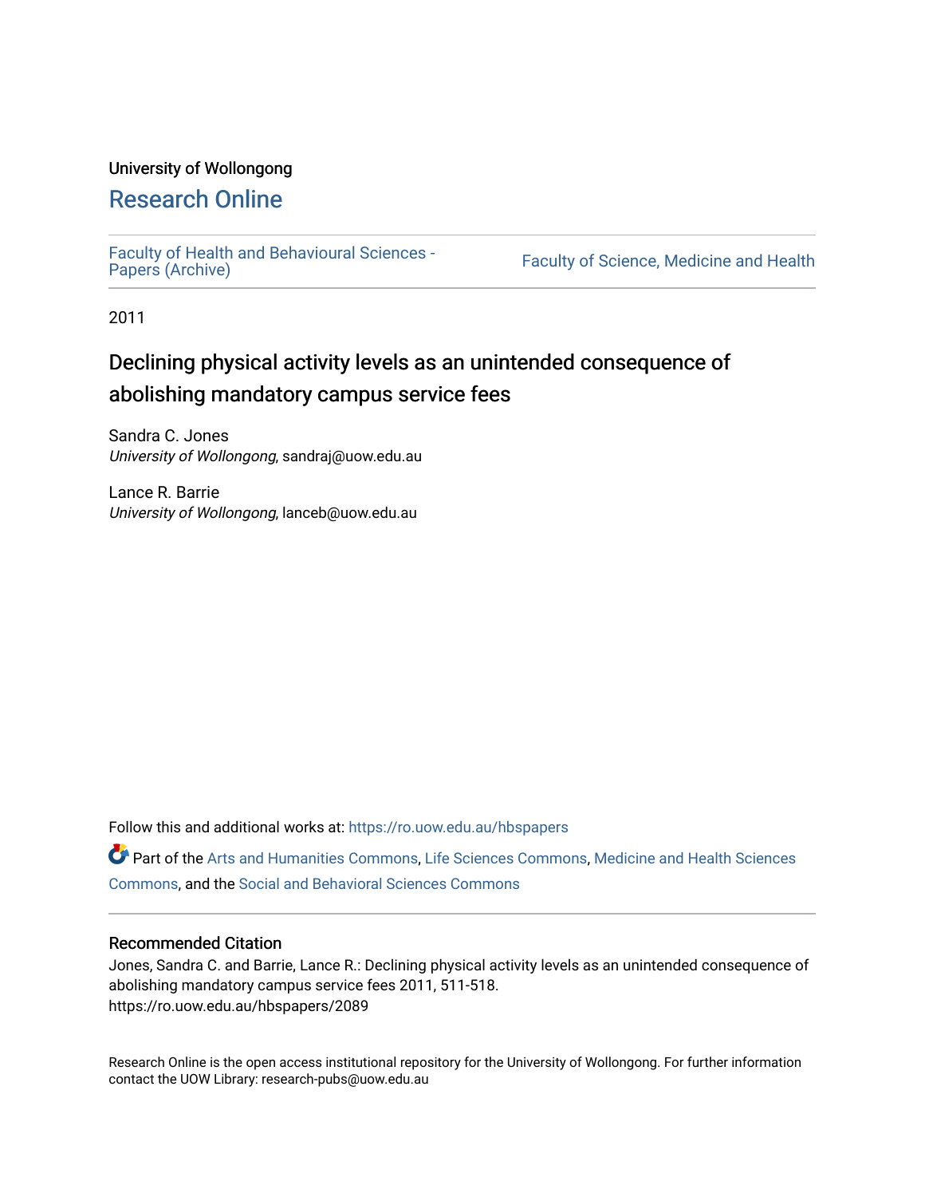University of Wollongong

# Research Online

Faculty of Health and Behavioural Sciences - Papers (Archive)

Faculty of Science, Medicine and Health

2011

## Declining physical activity levels as an unintended consequence of abolishing mandatory campus service fees

Sandra C. Jones
*University of Wollongong*, sandraj@uow.edu.au

Lance R. Barrie
*University of Wollongong*, lanceb@uow.edu.au

Follow this and additional works at: https://ro.uow.edu.au/hbspapers

Part of the Arts and Humanities Commons, Life Sciences Commons, Medicine and Health Sciences Commons, and the Social and Behavioral Sciences Commons

### Recommended Citation

Jones, Sandra C. and Barrie, Lance R.: Declining physical activity levels as an unintended consequence of abolishing mandatory campus service fees 2011, 511-518.
https://ro.uow.edu.au/hbspapers/2089

Research Online is the open access institutional repository for the University of Wollongong. For further information contact the UOW Library: research-pubs@uow.edu.au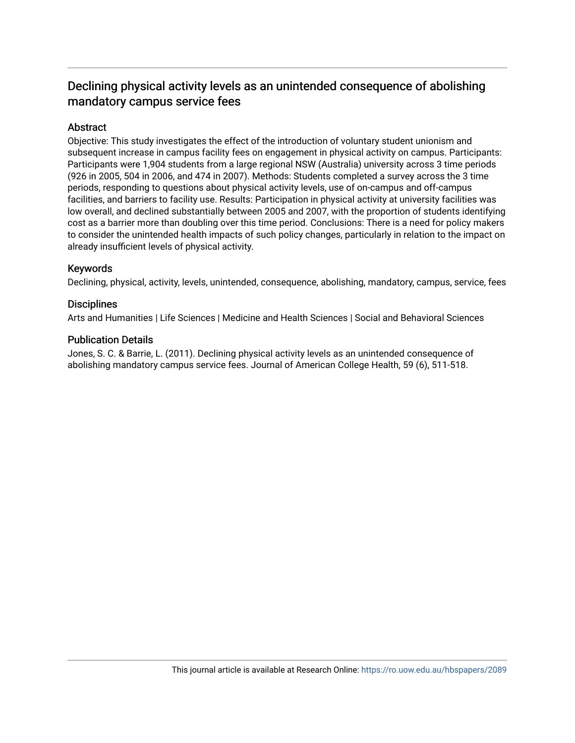# Declining physical activity levels as an unintended consequence of abolishing mandatory campus service fees

## Abstract

Objective: This study investigates the effect of the introduction of voluntary student unionism and subsequent increase in campus facility fees on engagement in physical activity on campus. Participants: Participants were 1,904 students from a large regional NSW (Australia) university across 3 time periods (926 in 2005, 504 in 2006, and 474 in 2007). Methods: Students completed a survey across the 3 time periods, responding to questions about physical activity levels, use of on-campus and off-campus facilities, and barriers to facility use. Results: Participation in physical activity at university facilities was low overall, and declined substantially between 2005 and 2007, with the proportion of students identifying cost as a barrier more than doubling over this time period. Conclusions: There is a need for policy makers to consider the unintended health impacts of such policy changes, particularly in relation to the impact on already insufficient levels of physical activity.

## Keywords

Declining, physical, activity, levels, unintended, consequence, abolishing, mandatory, campus, service, fees

## Disciplines

Arts and Humanities | Life Sciences | Medicine and Health Sciences | Social and Behavioral Sciences

## Publication Details

Jones, S. C. & Barrie, L. (2011). Declining physical activity levels as an unintended consequence of abolishing mandatory campus service fees. Journal of American College Health, 59 (6), 511-518.

This journal article is available at Research Online: https://ro.uow.edu.au/hbspapers/2089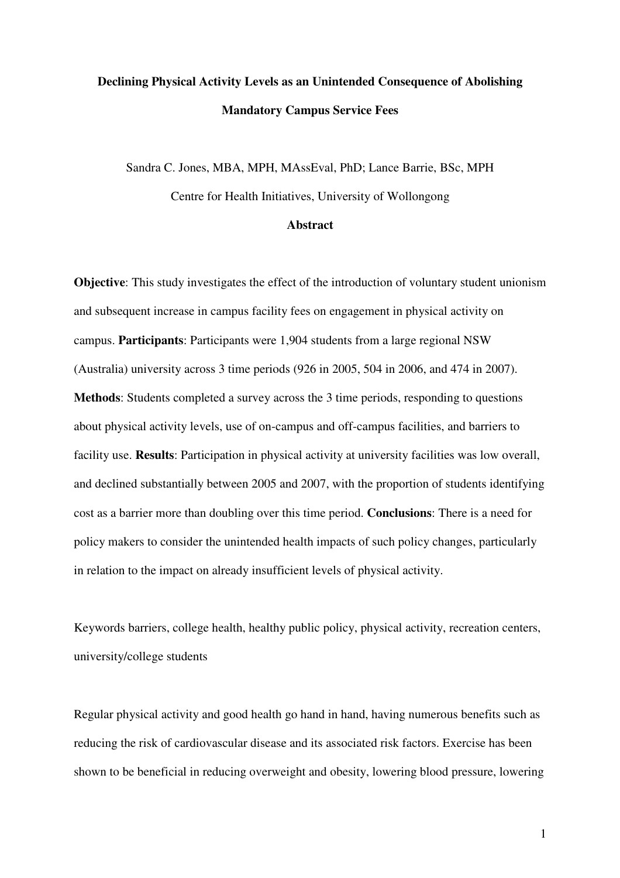# Declining Physical Activity Levels as an Unintended Consequence of Abolishing Mandatory Campus Service Fees

Sandra C. Jones, MBA, MPH, MAssEval, PhD; Lance Barrie, BSc, MPH

Centre for Health Initiatives, University of Wollongong

## Abstract

**Objective**: This study investigates the effect of the introduction of voluntary student unionism and subsequent increase in campus facility fees on engagement in physical activity on campus. **Participants**: Participants were 1,904 students from a large regional NSW (Australia) university across 3 time periods (926 in 2005, 504 in 2006, and 474 in 2007). **Methods**: Students completed a survey across the 3 time periods, responding to questions about physical activity levels, use of on-campus and off-campus facilities, and barriers to facility use. **Results**: Participation in physical activity at university facilities was low overall, and declined substantially between 2005 and 2007, with the proportion of students identifying cost as a barrier more than doubling over this time period. **Conclusions**: There is a need for policy makers to consider the unintended health impacts of such policy changes, particularly in relation to the impact on already insufficient levels of physical activity.

Keywords barriers, college health, healthy public policy, physical activity, recreation centers, university/college students

Regular physical activity and good health go hand in hand, having numerous benefits such as reducing the risk of cardiovascular disease and its associated risk factors. Exercise has been shown to be beneficial in reducing overweight and obesity, lowering blood pressure, lowering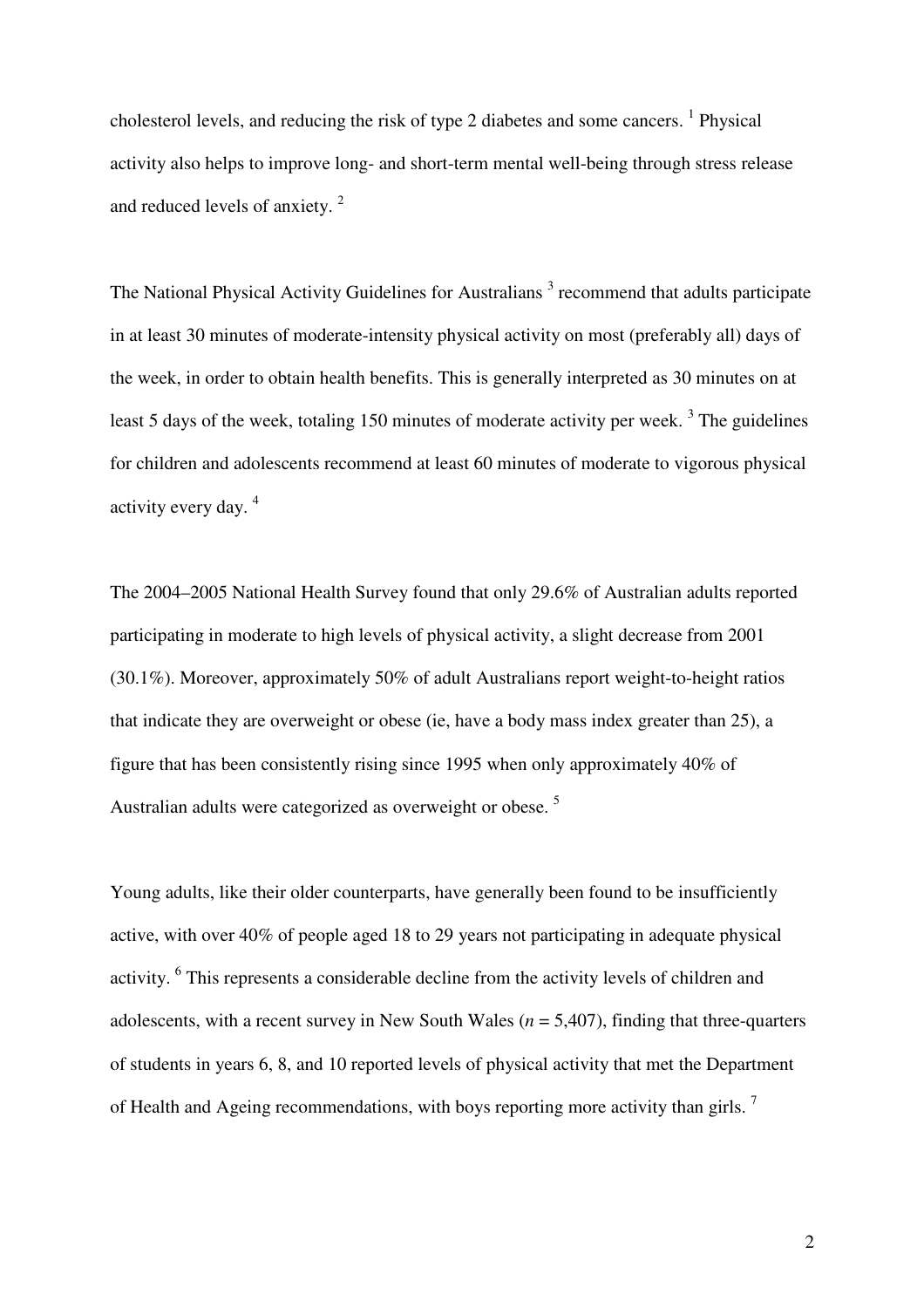cholesterol levels, and reducing the risk of type 2 diabetes and some cancers. [1] Physical activity also helps to improve long- and short-term mental well-being through stress release and reduced levels of anxiety. [2]

The National Physical Activity Guidelines for Australians [3] recommend that adults participate in at least 30 minutes of moderate-intensity physical activity on most (preferably all) days of the week, in order to obtain health benefits. This is generally interpreted as 30 minutes on at least 5 days of the week, totaling 150 minutes of moderate activity per week. [3] The guidelines for children and adolescents recommend at least 60 minutes of moderate to vigorous physical activity every day. [4]

The 2004–2005 National Health Survey found that only 29.6% of Australian adults reported participating in moderate to high levels of physical activity, a slight decrease from 2001 (30.1%). Moreover, approximately 50% of adult Australians report weight-to-height ratios that indicate they are overweight or obese (ie, have a body mass index greater than 25), a figure that has been consistently rising since 1995 when only approximately 40% of Australian adults were categorized as overweight or obese. [5]

Young adults, like their older counterparts, have generally been found to be insufficiently active, with over 40% of people aged 18 to 29 years not participating in adequate physical activity. [6] This represents a considerable decline from the activity levels of children and adolescents, with a recent survey in New South Wales ($n$ = 5,407), finding that three-quarters of students in years 6, 8, and 10 reported levels of physical activity that met the Department of Health and Ageing recommendations, with boys reporting more activity than girls. [7]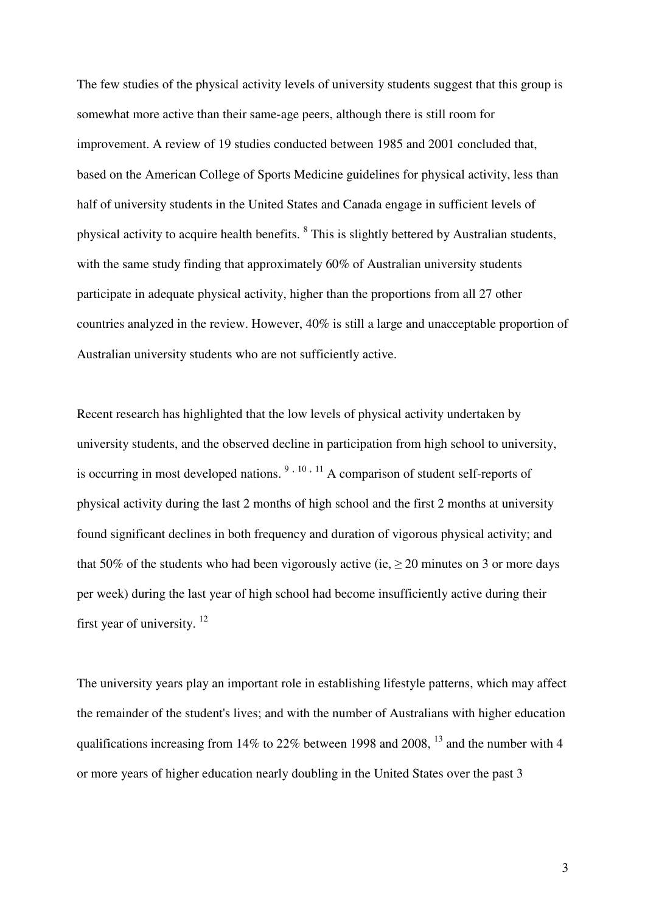The few studies of the physical activity levels of university students suggest that this group is somewhat more active than their same-age peers, although there is still room for improvement. A review of 19 studies conducted between 1985 and 2001 concluded that, based on the American College of Sports Medicine guidelines for physical activity, less than half of university students in the United States and Canada engage in sufficient levels of physical activity to acquire health benefits. [8] This is slightly bettered by Australian students, with the same study finding that approximately 60% of Australian university students participate in adequate physical activity, higher than the proportions from all 27 other countries analyzed in the review. However, 40% is still a large and unacceptable proportion of Australian university students who are not sufficiently active.

Recent research has highlighted that the low levels of physical activity undertaken by university students, and the observed decline in participation from high school to university, is occurring in most developed nations. [9, 10, 11] A comparison of student self-reports of physical activity during the last 2 months of high school and the first 2 months at university found significant declines in both frequency and duration of vigorous physical activity; and that 50% of the students who had been vigorously active (ie, $\geq$ 20 minutes on 3 or more days per week) during the last year of high school had become insufficiently active during their first year of university. [12]

The university years play an important role in establishing lifestyle patterns, which may affect the remainder of the student's lives; and with the number of Australians with higher education qualifications increasing from 14% to 22% between 1998 and 2008, [13] and the number with 4 or more years of higher education nearly doubling in the United States over the past 3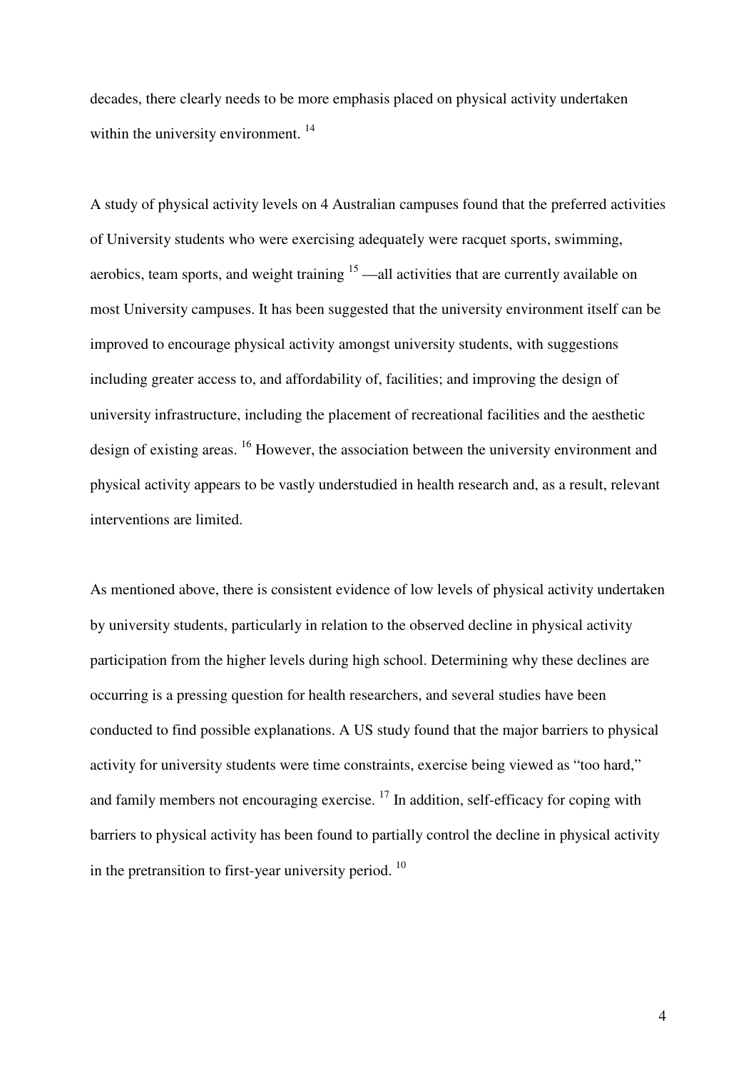decades, there clearly needs to be more emphasis placed on physical activity undertaken within the university environment. [14]

A study of physical activity levels on 4 Australian campuses found that the preferred activities of University students who were exercising adequately were racquet sports, swimming, aerobics, team sports, and weight training [15] —all activities that are currently available on most University campuses. It has been suggested that the university environment itself can be improved to encourage physical activity amongst university students, with suggestions including greater access to, and affordability of, facilities; and improving the design of university infrastructure, including the placement of recreational facilities and the aesthetic design of existing areas. [16] However, the association between the university environment and physical activity appears to be vastly understudied in health research and, as a result, relevant interventions are limited.

As mentioned above, there is consistent evidence of low levels of physical activity undertaken by university students, particularly in relation to the observed decline in physical activity participation from the higher levels during high school. Determining why these declines are occurring is a pressing question for health researchers, and several studies have been conducted to find possible explanations. A US study found that the major barriers to physical activity for university students were time constraints, exercise being viewed as "too hard," and family members not encouraging exercise. [17] In addition, self-efficacy for coping with barriers to physical activity has been found to partially control the decline in physical activity in the pretransition to first-year university period. [10]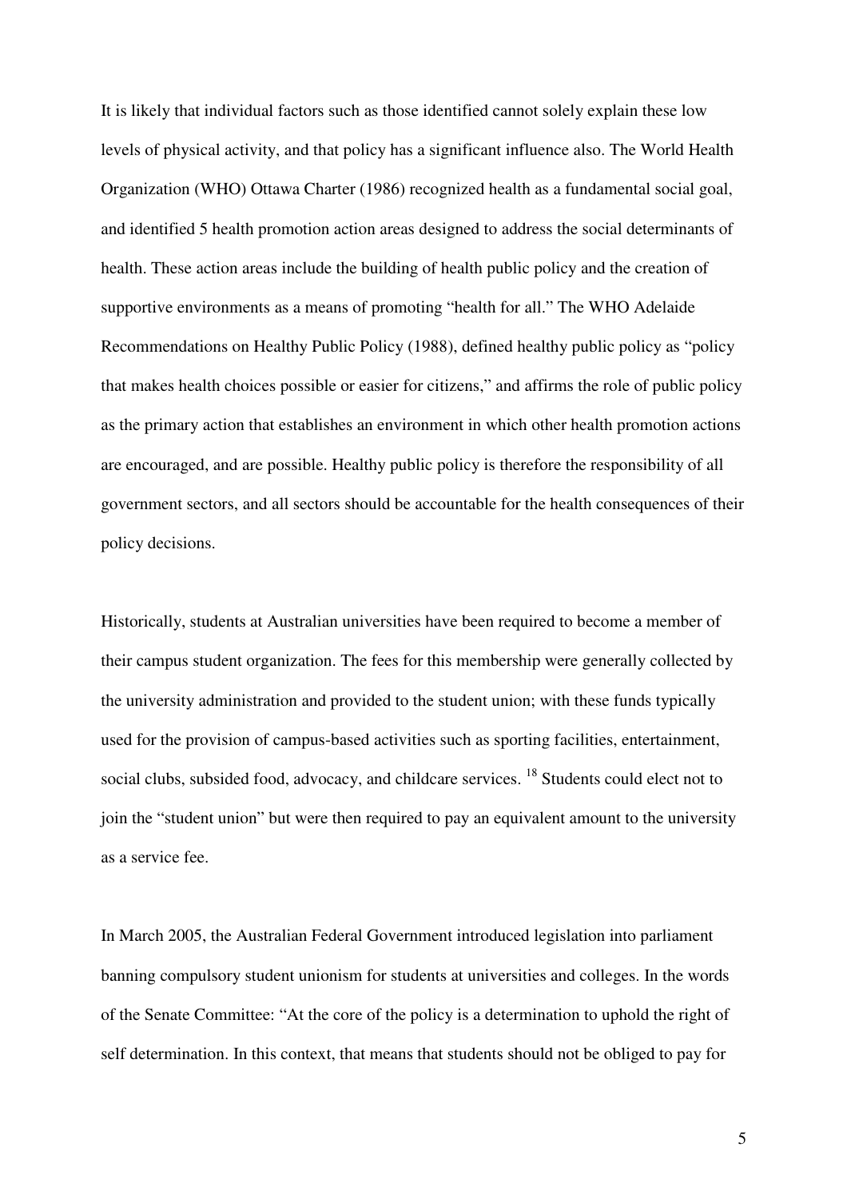It is likely that individual factors such as those identified cannot solely explain these low levels of physical activity, and that policy has a significant influence also. The World Health Organization (WHO) Ottawa Charter (1986) recognized health as a fundamental social goal, and identified 5 health promotion action areas designed to address the social determinants of health. These action areas include the building of health public policy and the creation of supportive environments as a means of promoting "health for all." The WHO Adelaide Recommendations on Healthy Public Policy (1988), defined healthy public policy as "policy that makes health choices possible or easier for citizens," and affirms the role of public policy as the primary action that establishes an environment in which other health promotion actions are encouraged, and are possible. Healthy public policy is therefore the responsibility of all government sectors, and all sectors should be accountable for the health consequences of their policy decisions.

Historically, students at Australian universities have been required to become a member of their campus student organization. The fees for this membership were generally collected by the university administration and provided to the student union; with these funds typically used for the provision of campus-based activities such as sporting facilities, entertainment, social clubs, subsided food, advocacy, and childcare services. [18] Students could elect not to join the "student union" but were then required to pay an equivalent amount to the university as a service fee.

In March 2005, the Australian Federal Government introduced legislation into parliament banning compulsory student unionism for students at universities and colleges. In the words of the Senate Committee: "At the core of the policy is a determination to uphold the right of self determination. In this context, that means that students should not be obliged to pay for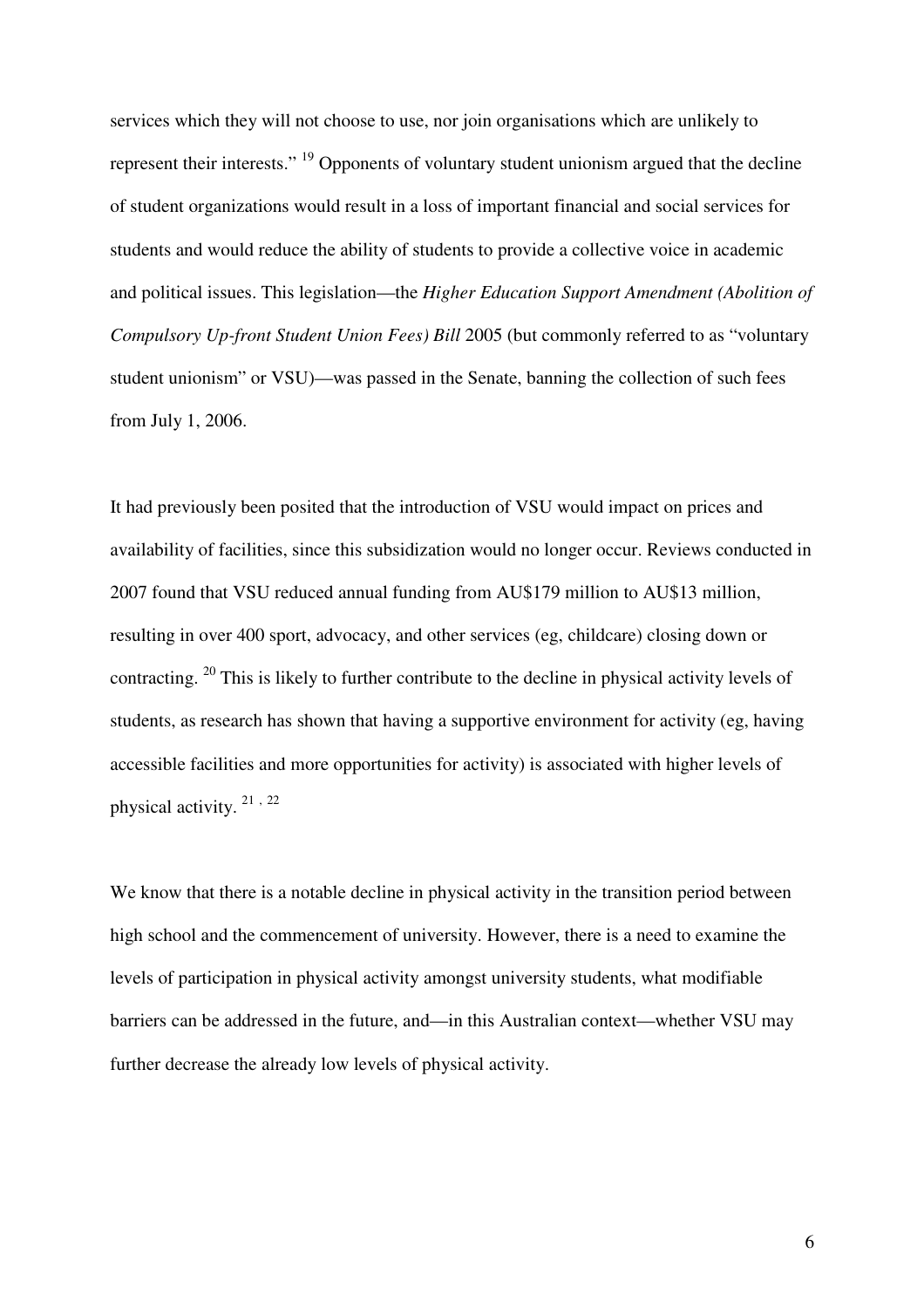services which they will not choose to use, nor join organisations which are unlikely to represent their interests." [19] Opponents of voluntary student unionism argued that the decline of student organizations would result in a loss of important financial and social services for students and would reduce the ability of students to provide a collective voice in academic and political issues. This legislation—the *Higher Education Support Amendment (Abolition of Compulsory Up-front Student Union Fees) Bill* 2005 (but commonly referred to as "voluntary student unionism" or VSU)—was passed in the Senate, banning the collection of such fees from July 1, 2006.

It had previously been posited that the introduction of VSU would impact on prices and availability of facilities, since this subsidization would no longer occur. Reviews conducted in 2007 found that VSU reduced annual funding from AU$179 million to AU$13 million, resulting in over 400 sport, advocacy, and other services (eg, childcare) closing down or contracting. [20] This is likely to further contribute to the decline in physical activity levels of students, as research has shown that having a supportive environment for activity (eg, having accessible facilities and more opportunities for activity) is associated with higher levels of physical activity. [21, 22]

We know that there is a notable decline in physical activity in the transition period between high school and the commencement of university. However, there is a need to examine the levels of participation in physical activity amongst university students, what modifiable barriers can be addressed in the future, and—in this Australian context—whether VSU may further decrease the already low levels of physical activity.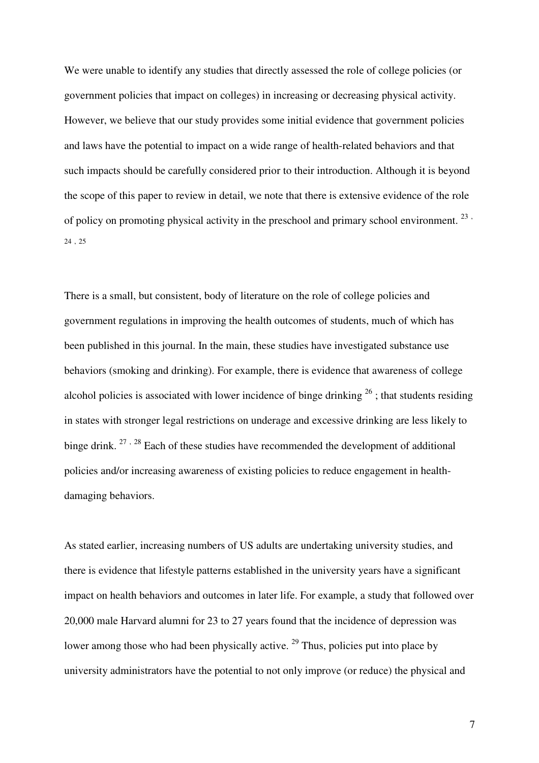We were unable to identify any studies that directly assessed the role of college policies (or government policies that impact on colleges) in increasing or decreasing physical activity. However, we believe that our study provides some initial evidence that government policies and laws have the potential to impact on a wide range of health-related behaviors and that such impacts should be carefully considered prior to their introduction. Although it is beyond the scope of this paper to review in detail, we note that there is extensive evidence of the role of policy on promoting physical activity in the preschool and primary school environment. [23, 24, 25]

There is a small, but consistent, body of literature on the role of college policies and government regulations in improving the health outcomes of students, much of which has been published in this journal. In the main, these studies have investigated substance use behaviors (smoking and drinking). For example, there is evidence that awareness of college alcohol policies is associated with lower incidence of binge drinking [26]; that students residing in states with stronger legal restrictions on underage and excessive drinking are less likely to binge drink. [27, 28] Each of these studies have recommended the development of additional policies and/or increasing awareness of existing policies to reduce engagement in health-damaging behaviors.

As stated earlier, increasing numbers of US adults are undertaking university studies, and there is evidence that lifestyle patterns established in the university years have a significant impact on health behaviors and outcomes in later life. For example, a study that followed over 20,000 male Harvard alumni for 23 to 27 years found that the incidence of depression was lower among those who had been physically active. [29] Thus, policies put into place by university administrators have the potential to not only improve (or reduce) the physical and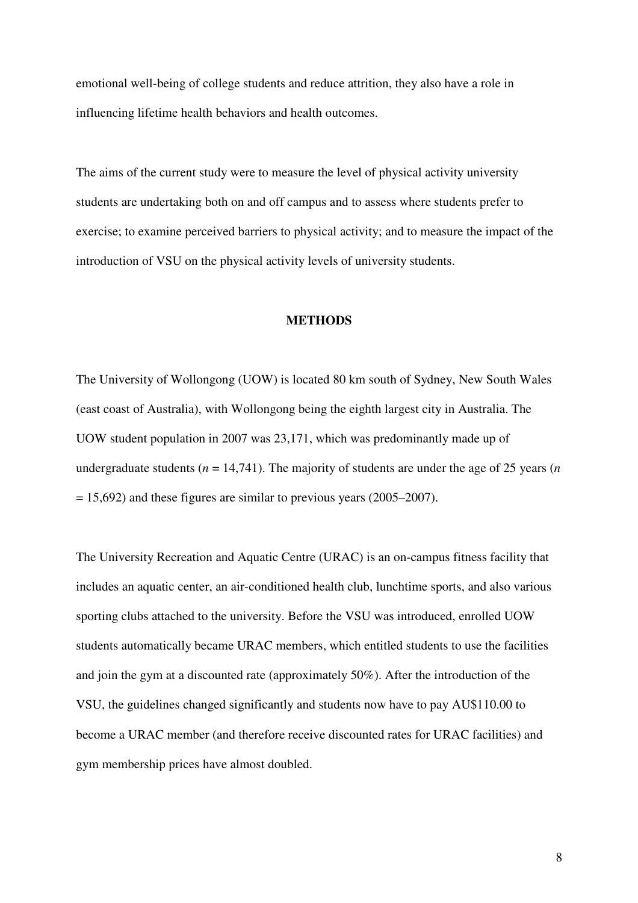emotional well-being of college students and reduce attrition, they also have a role in influencing lifetime health behaviors and health outcomes.

The aims of the current study were to measure the level of physical activity university students are undertaking both on and off campus and to assess where students prefer to exercise; to examine perceived barriers to physical activity; and to measure the impact of the introduction of VSU on the physical activity levels of university students.

## METHODS

The University of Wollongong (UOW) is located 80 km south of Sydney, New South Wales (east coast of Australia), with Wollongong being the eighth largest city in Australia. The UOW student population in 2007 was 23,171, which was predominantly made up of undergraduate students ($n$ = 14,741). The majority of students are under the age of 25 years ($n$ = 15,692) and these figures are similar to previous years (2005–2007).

The University Recreation and Aquatic Centre (URAC) is an on-campus fitness facility that includes an aquatic center, an air-conditioned health club, lunchtime sports, and also various sporting clubs attached to the university. Before the VSU was introduced, enrolled UOW students automatically became URAC members, which entitled students to use the facilities and join the gym at a discounted rate (approximately 50%). After the introduction of the VSU, the guidelines changed significantly and students now have to pay AU$110.00 to become a URAC member (and therefore receive discounted rates for URAC facilities) and gym membership prices have almost doubled.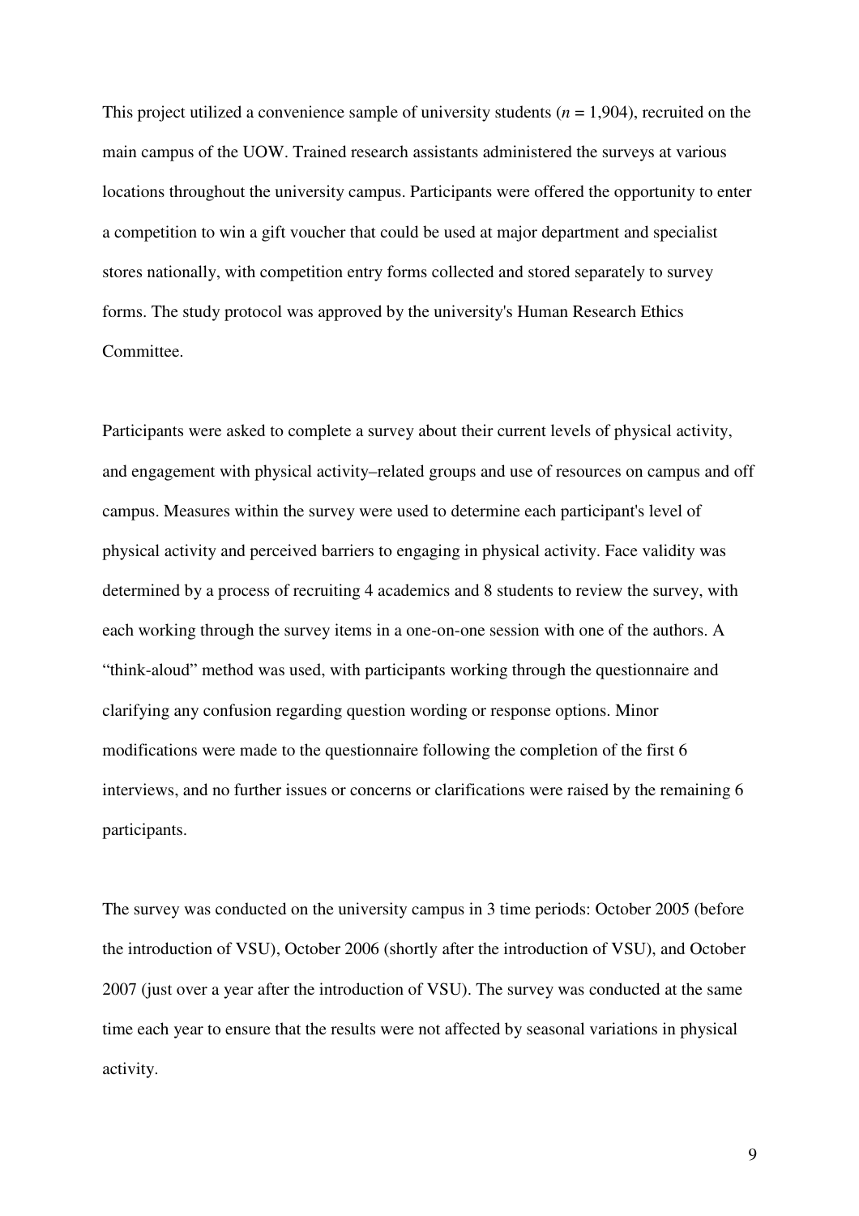This project utilized a convenience sample of university students (*n* = 1,904), recruited on the main campus of the UOW. Trained research assistants administered the surveys at various locations throughout the university campus. Participants were offered the opportunity to enter a competition to win a gift voucher that could be used at major department and specialist stores nationally, with competition entry forms collected and stored separately to survey forms. The study protocol was approved by the university's Human Research Ethics Committee.

Participants were asked to complete a survey about their current levels of physical activity, and engagement with physical activity–related groups and use of resources on campus and off campus. Measures within the survey were used to determine each participant's level of physical activity and perceived barriers to engaging in physical activity. Face validity was determined by a process of recruiting 4 academics and 8 students to review the survey, with each working through the survey items in a one-on-one session with one of the authors. A "think-aloud" method was used, with participants working through the questionnaire and clarifying any confusion regarding question wording or response options. Minor modifications were made to the questionnaire following the completion of the first 6 interviews, and no further issues or concerns or clarifications were raised by the remaining 6 participants.

The survey was conducted on the university campus in 3 time periods: October 2005 (before the introduction of VSU), October 2006 (shortly after the introduction of VSU), and October 2007 (just over a year after the introduction of VSU). The survey was conducted at the same time each year to ensure that the results were not affected by seasonal variations in physical activity.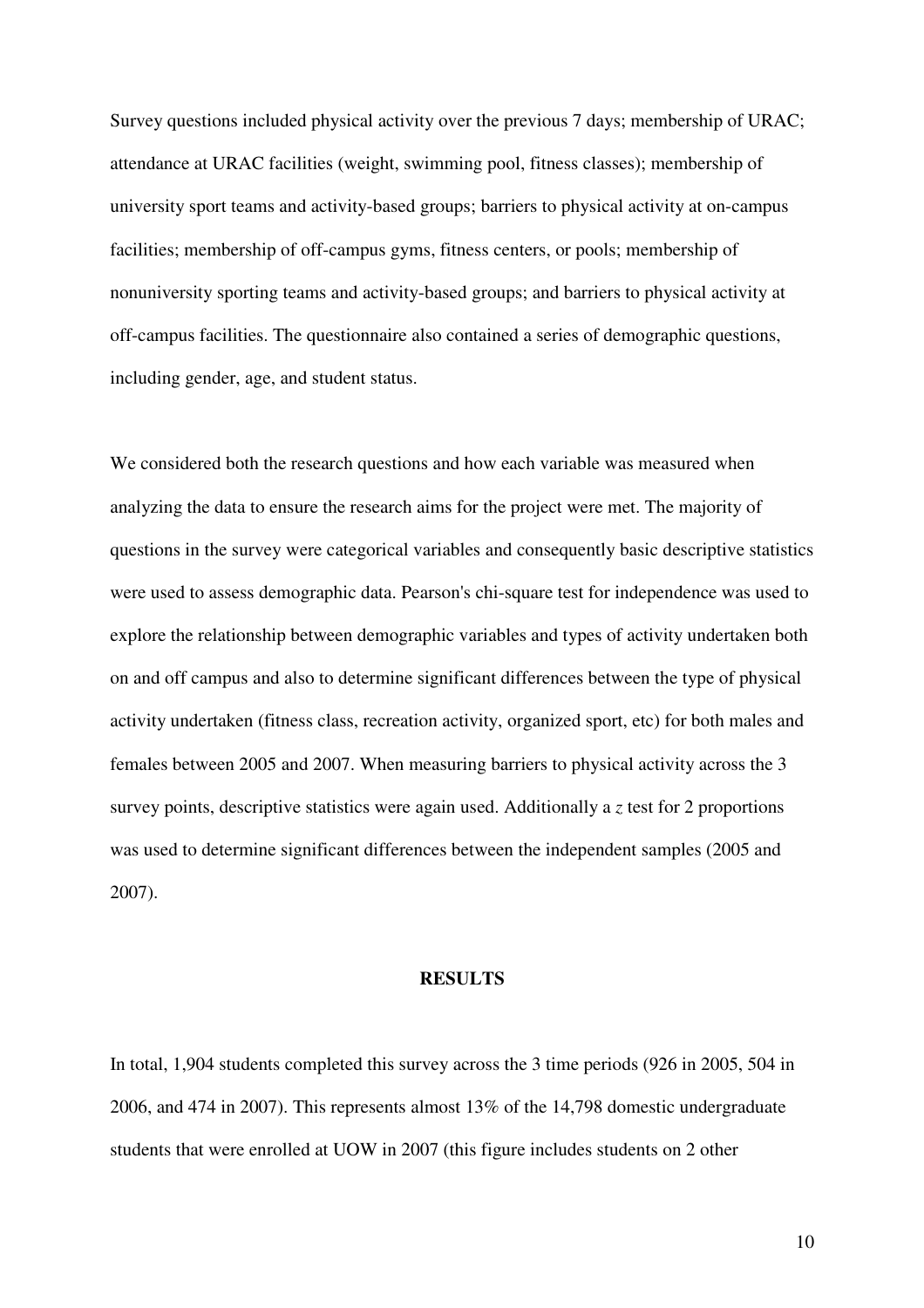Survey questions included physical activity over the previous 7 days; membership of URAC; attendance at URAC facilities (weight, swimming pool, fitness classes); membership of university sport teams and activity-based groups; barriers to physical activity at on-campus facilities; membership of off-campus gyms, fitness centers, or pools; membership of nonuniversity sporting teams and activity-based groups; and barriers to physical activity at off-campus facilities. The questionnaire also contained a series of demographic questions, including gender, age, and student status.

We considered both the research questions and how each variable was measured when analyzing the data to ensure the research aims for the project were met. The majority of questions in the survey were categorical variables and consequently basic descriptive statistics were used to assess demographic data. Pearson's chi-square test for independence was used to explore the relationship between demographic variables and types of activity undertaken both on and off campus and also to determine significant differences between the type of physical activity undertaken (fitness class, recreation activity, organized sport, etc) for both males and females between 2005 and 2007. When measuring barriers to physical activity across the 3 survey points, descriptive statistics were again used. Additionally a $z$ test for 2 proportions was used to determine significant differences between the independent samples (2005 and 2007).

## RESULTS

In total, 1,904 students completed this survey across the 3 time periods (926 in 2005, 504 in 2006, and 474 in 2007). This represents almost 13% of the 14,798 domestic undergraduate students that were enrolled at UOW in 2007 (this figure includes students on 2 other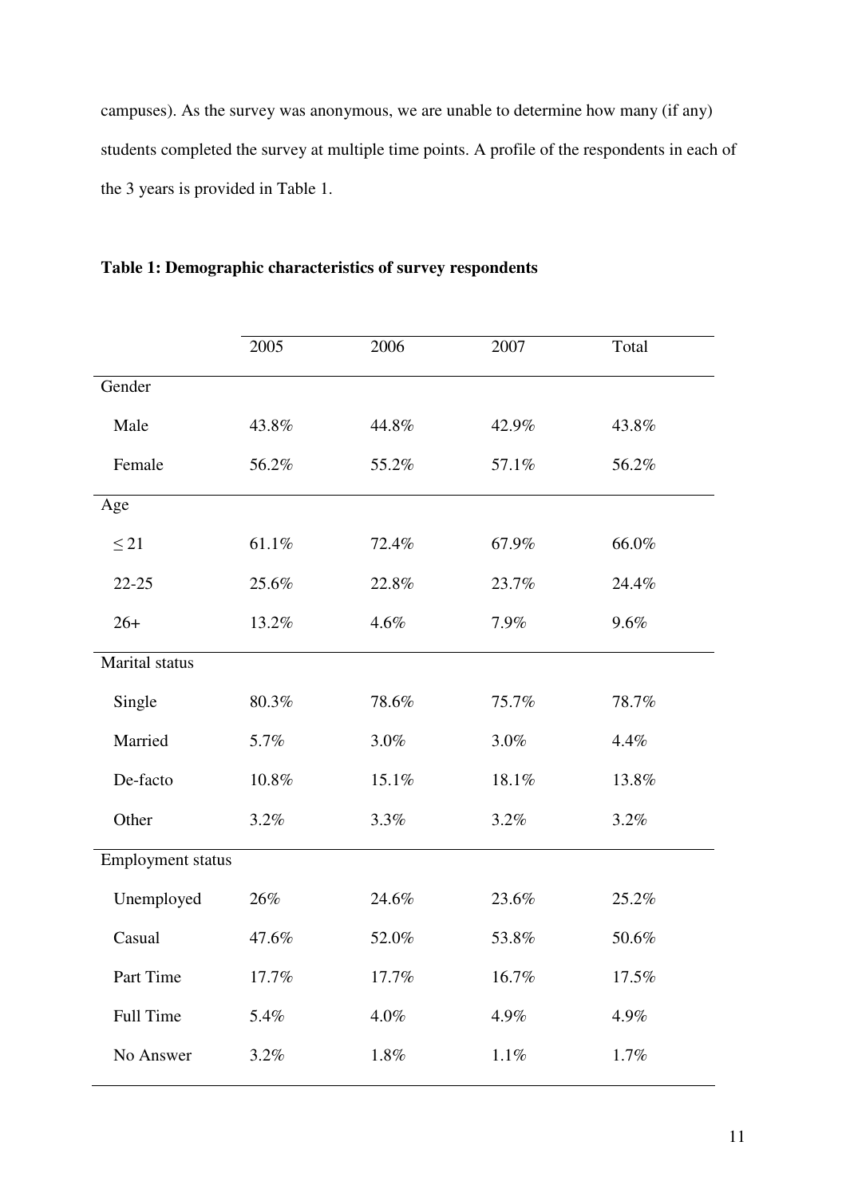campuses). As the survey was anonymous, we are unable to determine how many (if any) students completed the survey at multiple time points. A profile of the respondents in each of the 3 years is provided in Table 1.

**Table 1: Demographic characteristics of survey respondents**

| | 2005 | 2006 | 2007 | Total |
|---|---|---|---|---|
| Gender | | | | |
| Male | 43.8% | 44.8% | 42.9% | 43.8% |
| Female | 56.2% | 55.2% | 57.1% | 56.2% |
| Age | | | | |
| $\leq 21$ | 61.1% | 72.4% | 67.9% | 66.0% |
| 22-25 | 25.6% | 22.8% | 23.7% | 24.4% |
| 26+ | 13.2% | 4.6% | 7.9% | 9.6% |
| Marital status | | | | |
| Single | 80.3% | 78.6% | 75.7% | 78.7% |
| Married | 5.7% | 3.0% | 3.0% | 4.4% |
| De-facto | 10.8% | 15.1% | 18.1% | 13.8% |
| Other | 3.2% | 3.3% | 3.2% | 3.2% |
| Employment status | | | | |
| Unemployed | 26% | 24.6% | 23.6% | 25.2% |
| Casual | 47.6% | 52.0% | 53.8% | 50.6% |
| Part Time | 17.7% | 17.7% | 16.7% | 17.5% |
| Full Time | 5.4% | 4.0% | 4.9% | 4.9% |
| No Answer | 3.2% | 1.8% | 1.1% | 1.7% |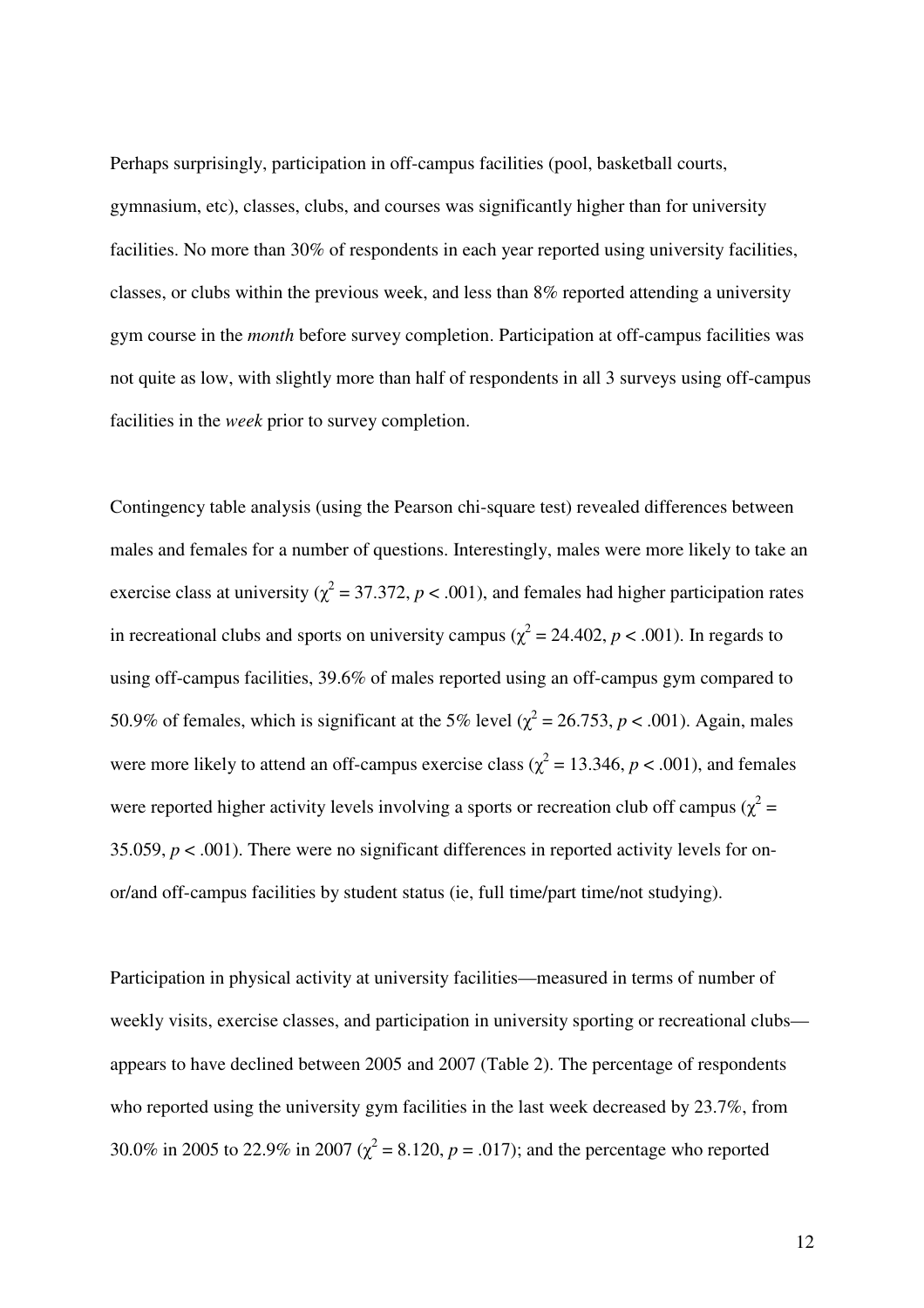Perhaps surprisingly, participation in off-campus facilities (pool, basketball courts, gymnasium, etc), classes, clubs, and courses was significantly higher than for university facilities. No more than 30% of respondents in each year reported using university facilities, classes, or clubs within the previous week, and less than 8% reported attending a university gym course in the *month* before survey completion. Participation at off-campus facilities was not quite as low, with slightly more than half of respondents in all 3 surveys using off-campus facilities in the *week* prior to survey completion.

Contingency table analysis (using the Pearson chi-square test) revealed differences between males and females for a number of questions. Interestingly, males were more likely to take an exercise class at university ($\chi^2 = 37.372$, $p < .001$), and females had higher participation rates in recreational clubs and sports on university campus ($\chi^2 = 24.402$, $p < .001$). In regards to using off-campus facilities, 39.6% of males reported using an off-campus gym compared to 50.9% of females, which is significant at the 5% level ($\chi^2 = 26.753$, $p < .001$). Again, males were more likely to attend an off-campus exercise class ($\chi^2 = 13.346$, $p < .001$), and females were reported higher activity levels involving a sports or recreation club off campus ($\chi^2 = 35.059$, $p < .001$). There were no significant differences in reported activity levels for on-or/and off-campus facilities by student status (ie, full time/part time/not studying).

Participation in physical activity at university facilities—measured in terms of number of weekly visits, exercise classes, and participation in university sporting or recreational clubs—appears to have declined between 2005 and 2007 (Table 2). The percentage of respondents who reported using the university gym facilities in the last week decreased by 23.7%, from 30.0% in 2005 to 22.9% in 2007 ($\chi^2 = 8.120$, $p = .017$); and the percentage who reported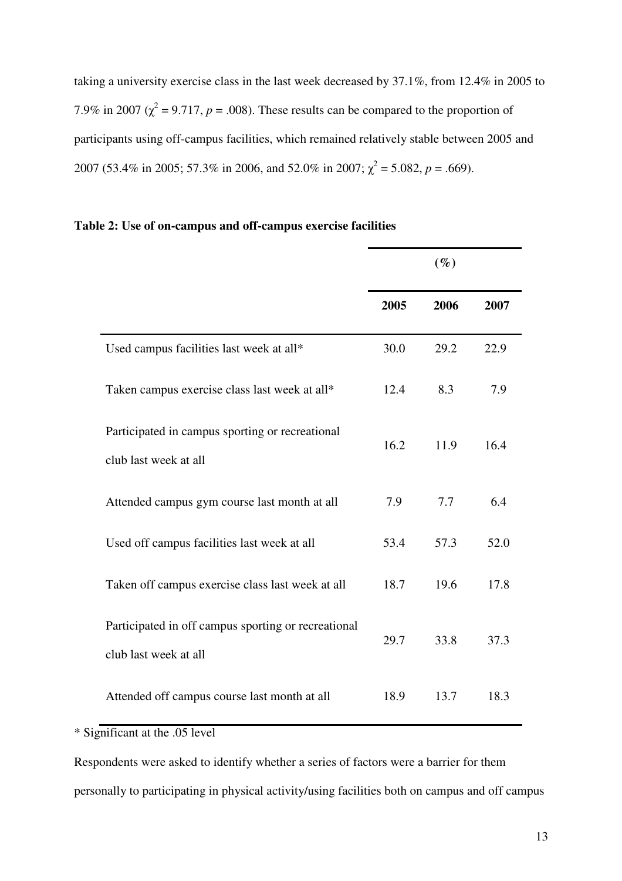taking a university exercise class in the last week decreased by 37.1%, from 12.4% in 2005 to 7.9% in 2007 ($\chi^2$ = 9.717, *p* = .008). These results can be compared to the proportion of participants using off-campus facilities, which remained relatively stable between 2005 and 2007 (53.4% in 2005; 57.3% in 2006, and 52.0% in 2007; $\chi^2$ = 5.082, *p* = .669).

**Table 2: Use of on-campus and off-campus exercise facilities**

| | (%) | | |
|---|---|---|---|
| | **2005** | **2006** | **2007** |
| Used campus facilities last week at all* | 30.0 | 29.2 | 22.9 |
| Taken campus exercise class last week at all* | 12.4 | 8.3 | 7.9 |
| Participated in campus sporting or recreational club last week at all | 16.2 | 11.9 | 16.4 |
| Attended campus gym course last month at all | 7.9 | 7.7 | 6.4 |
| Used off campus facilities last week at all | 53.4 | 57.3 | 52.0 |
| Taken off campus exercise class last week at all | 18.7 | 19.6 | 17.8 |
| Participated in off campus sporting or recreational club last week at all | 29.7 | 33.8 | 37.3 |
| Attended off campus course last month at all | 18.9 | 13.7 | 18.3 |

\* Significant at the .05 level

Respondents were asked to identify whether a series of factors were a barrier for them personally to participating in physical activity/using facilities both on campus and off campus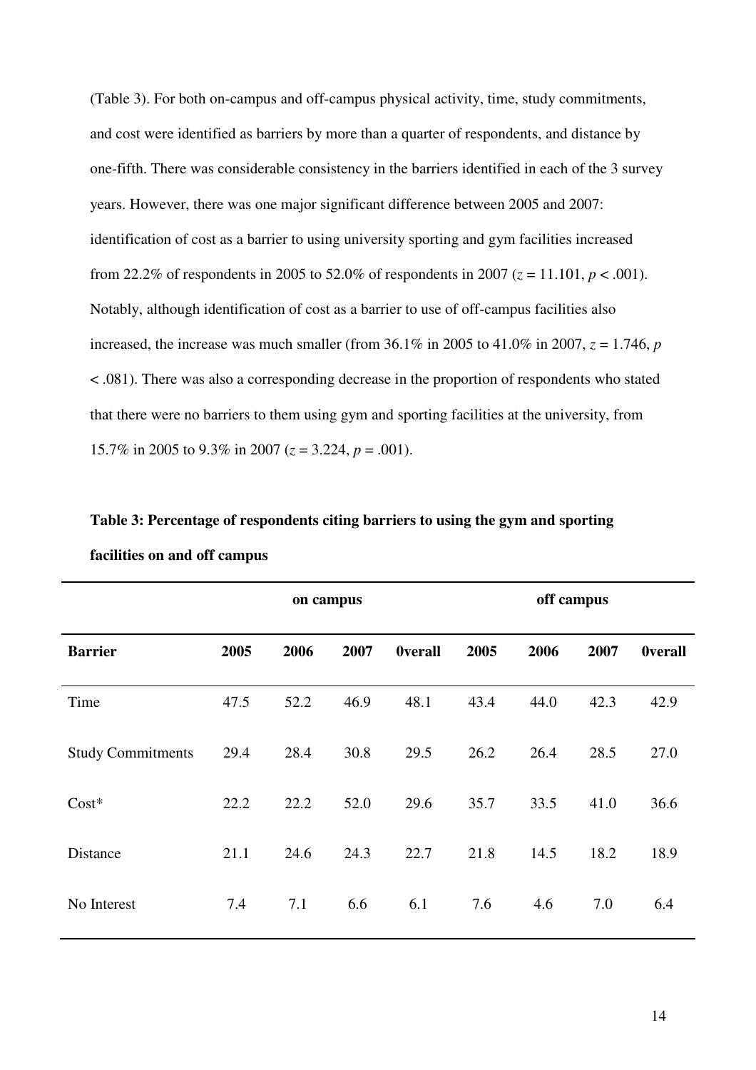(Table 3). For both on-campus and off-campus physical activity, time, study commitments, and cost were identified as barriers by more than a quarter of respondents, and distance by one-fifth. There was considerable consistency in the barriers identified in each of the 3 survey years. However, there was one major significant difference between 2005 and 2007: identification of cost as a barrier to using university sporting and gym facilities increased from 22.2% of respondents in 2005 to 52.0% of respondents in 2007 ($z = 11.101$, $p < .001$). Notably, although identification of cost as a barrier to use of off-campus facilities also increased, the increase was much smaller (from 36.1% in 2005 to 41.0% in 2007, $z = 1.746$, $p < .081$). There was also a corresponding decrease in the proportion of respondents who stated that there were no barriers to them using gym and sporting facilities at the university, from 15.7% in 2005 to 9.3% in 2007 ($z = 3.224$, $p = .001$).

**Table 3: Percentage of respondents citing barriers to using the gym and sporting facilities on and off campus**

| | on campus | | | | off campus | | | |
|---|---|---|---|---|---|---|---|---|
| **Barrier** | **2005** | **2006** | **2007** | **0verall** | **2005** | **2006** | **2007** | **0verall** |
| Time | 47.5 | 52.2 | 46.9 | 48.1 | 43.4 | 44.0 | 42.3 | 42.9 |
| Study Commitments | 29.4 | 28.4 | 30.8 | 29.5 | 26.2 | 26.4 | 28.5 | 27.0 |
| Cost* | 22.2 | 22.2 | 52.0 | 29.6 | 35.7 | 33.5 | 41.0 | 36.6 |
| Distance | 21.1 | 24.6 | 24.3 | 22.7 | 21.8 | 14.5 | 18.2 | 18.9 |
| No Interest | 7.4 | 7.1 | 6.6 | 6.1 | 7.6 | 4.6 | 7.0 | 6.4 |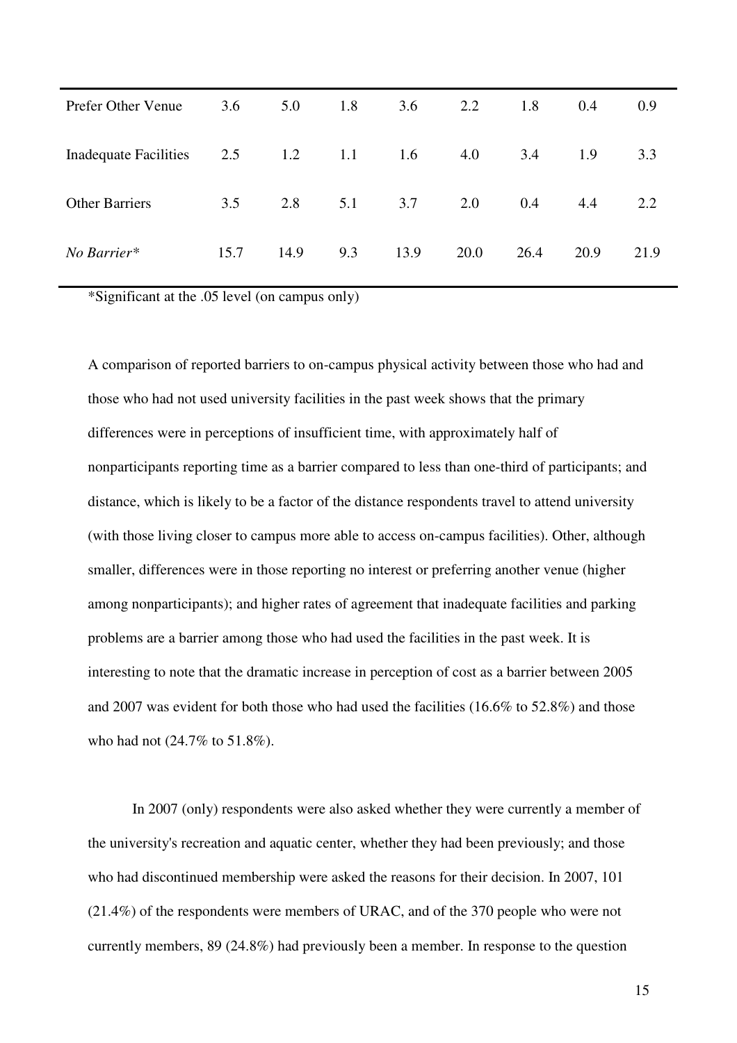| | | | | | | | | |
|---|---|---|---|---|---|---|---|---|
| Prefer Other Venue | 3.6 | 5.0 | 1.8 | 3.6 | 2.2 | 1.8 | 0.4 | 0.9 |
| Inadequate Facilities | 2.5 | 1.2 | 1.1 | 1.6 | 4.0 | 3.4 | 1.9 | 3.3 |
| Other Barriers | 3.5 | 2.8 | 5.1 | 3.7 | 2.0 | 0.4 | 4.4 | 2.2 |
| *No Barrier** | 15.7 | 14.9 | 9.3 | 13.9 | 20.0 | 26.4 | 20.9 | 21.9 |

*Significant at the .05 level (on campus only)

A comparison of reported barriers to on-campus physical activity between those who had and those who had not used university facilities in the past week shows that the primary differences were in perceptions of insufficient time, with approximately half of nonparticipants reporting time as a barrier compared to less than one-third of participants; and distance, which is likely to be a factor of the distance respondents travel to attend university (with those living closer to campus more able to access on-campus facilities). Other, although smaller, differences were in those reporting no interest or preferring another venue (higher among nonparticipants); and higher rates of agreement that inadequate facilities and parking problems are a barrier among those who had used the facilities in the past week. It is interesting to note that the dramatic increase in perception of cost as a barrier between 2005 and 2007 was evident for both those who had used the facilities (16.6% to 52.8%) and those who had not (24.7% to 51.8%).

In 2007 (only) respondents were also asked whether they were currently a member of the university's recreation and aquatic center, whether they had been previously; and those who had discontinued membership were asked the reasons for their decision. In 2007, 101 (21.4%) of the respondents were members of URAC, and of the 370 people who were not currently members, 89 (24.8%) had previously been a member. In response to the question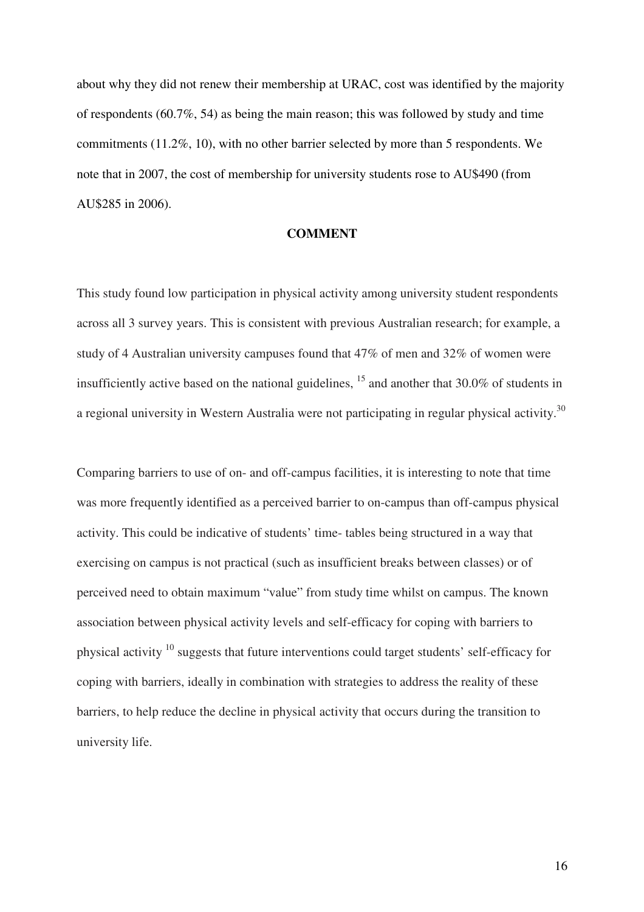about why they did not renew their membership at URAC, cost was identified by the majority of respondents (60.7%, 54) as being the main reason; this was followed by study and time commitments (11.2%, 10), with no other barrier selected by more than 5 respondents. We note that in 2007, the cost of membership for university students rose to AU$490 (from AU$285 in 2006).

## COMMENT

This study found low participation in physical activity among university student respondents across all 3 survey years. This is consistent with previous Australian research; for example, a study of 4 Australian university campuses found that 47% of men and 32% of women were insufficiently active based on the national guidelines, [15] and another that 30.0% of students in a regional university in Western Australia were not participating in regular physical activity.[30]

Comparing barriers to use of on- and off-campus facilities, it is interesting to note that time was more frequently identified as a perceived barrier to on-campus than off-campus physical activity. This could be indicative of students' time- tables being structured in a way that exercising on campus is not practical (such as insufficient breaks between classes) or of perceived need to obtain maximum "value" from study time whilst on campus. The known association between physical activity levels and self-efficacy for coping with barriers to physical activity [10] suggests that future interventions could target students' self-efficacy for coping with barriers, ideally in combination with strategies to address the reality of these barriers, to help reduce the decline in physical activity that occurs during the transition to university life.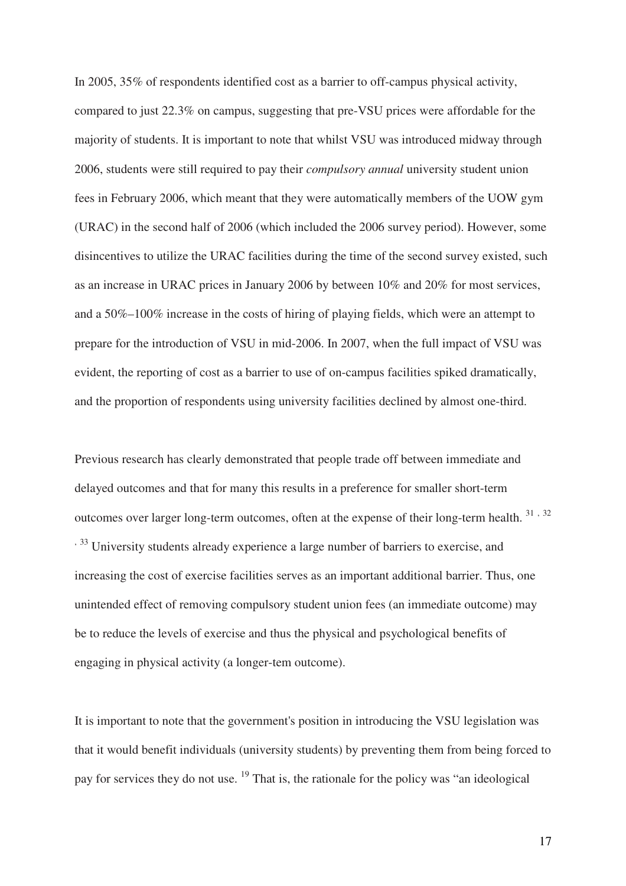In 2005, 35% of respondents identified cost as a barrier to off-campus physical activity, compared to just 22.3% on campus, suggesting that pre-VSU prices were affordable for the majority of students. It is important to note that whilst VSU was introduced midway through 2006, students were still required to pay their *compulsory annual* university student union fees in February 2006, which meant that they were automatically members of the UOW gym (URAC) in the second half of 2006 (which included the 2006 survey period). However, some disincentives to utilize the URAC facilities during the time of the second survey existed, such as an increase in URAC prices in January 2006 by between 10% and 20% for most services, and a 50%–100% increase in the costs of hiring of playing fields, which were an attempt to prepare for the introduction of VSU in mid-2006. In 2007, when the full impact of VSU was evident, the reporting of cost as a barrier to use of on-campus facilities spiked dramatically, and the proportion of respondents using university facilities declined by almost one-third.

Previous research has clearly demonstrated that people trade off between immediate and delayed outcomes and that for many this results in a preference for smaller short-term outcomes over larger long-term outcomes, often at the expense of their long-term health. [31, 32, 33] University students already experience a large number of barriers to exercise, and increasing the cost of exercise facilities serves as an important additional barrier. Thus, one unintended effect of removing compulsory student union fees (an immediate outcome) may be to reduce the levels of exercise and thus the physical and psychological benefits of engaging in physical activity (a longer-tem outcome).

It is important to note that the government's position in introducing the VSU legislation was that it would benefit individuals (university students) by preventing them from being forced to pay for services they do not use. [19] That is, the rationale for the policy was "an ideological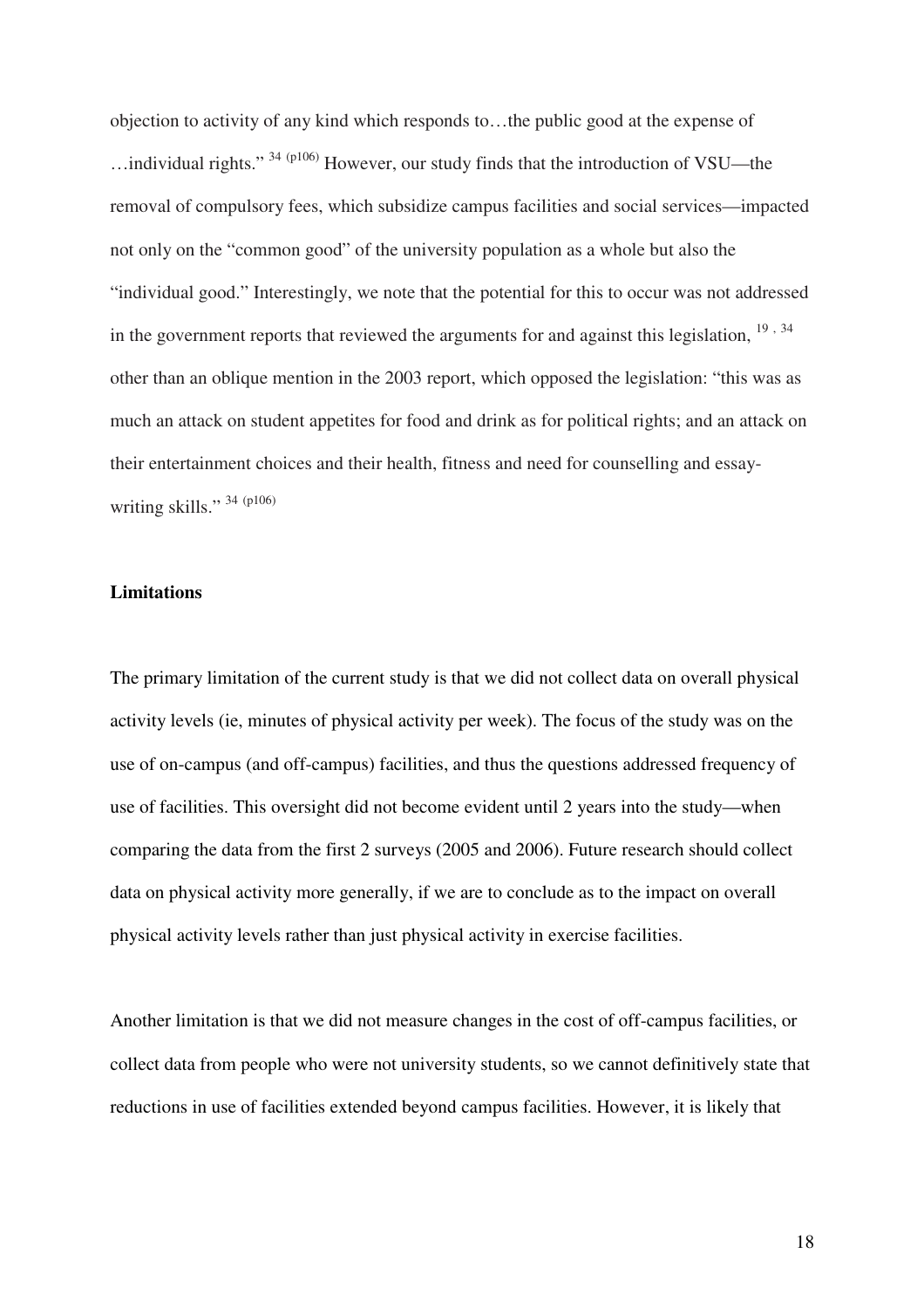objection to activity of any kind which responds to…the public good at the expense of …individual rights." [34 (p106)] However, our study finds that the introduction of VSU—the removal of compulsory fees, which subsidize campus facilities and social services—impacted not only on the "common good" of the university population as a whole but also the "individual good." Interestingly, we note that the potential for this to occur was not addressed in the government reports that reviewed the arguments for and against this legislation, [19, 34] other than an oblique mention in the 2003 report, which opposed the legislation: "this was as much an attack on student appetites for food and drink as for political rights; and an attack on their entertainment choices and their health, fitness and need for counselling and essay-writing skills." [34 (p106)]

**Limitations**

The primary limitation of the current study is that we did not collect data on overall physical activity levels (ie, minutes of physical activity per week). The focus of the study was on the use of on-campus (and off-campus) facilities, and thus the questions addressed frequency of use of facilities. This oversight did not become evident until 2 years into the study—when comparing the data from the first 2 surveys (2005 and 2006). Future research should collect data on physical activity more generally, if we are to conclude as to the impact on overall physical activity levels rather than just physical activity in exercise facilities.

Another limitation is that we did not measure changes in the cost of off-campus facilities, or collect data from people who were not university students, so we cannot definitively state that reductions in use of facilities extended beyond campus facilities. However, it is likely that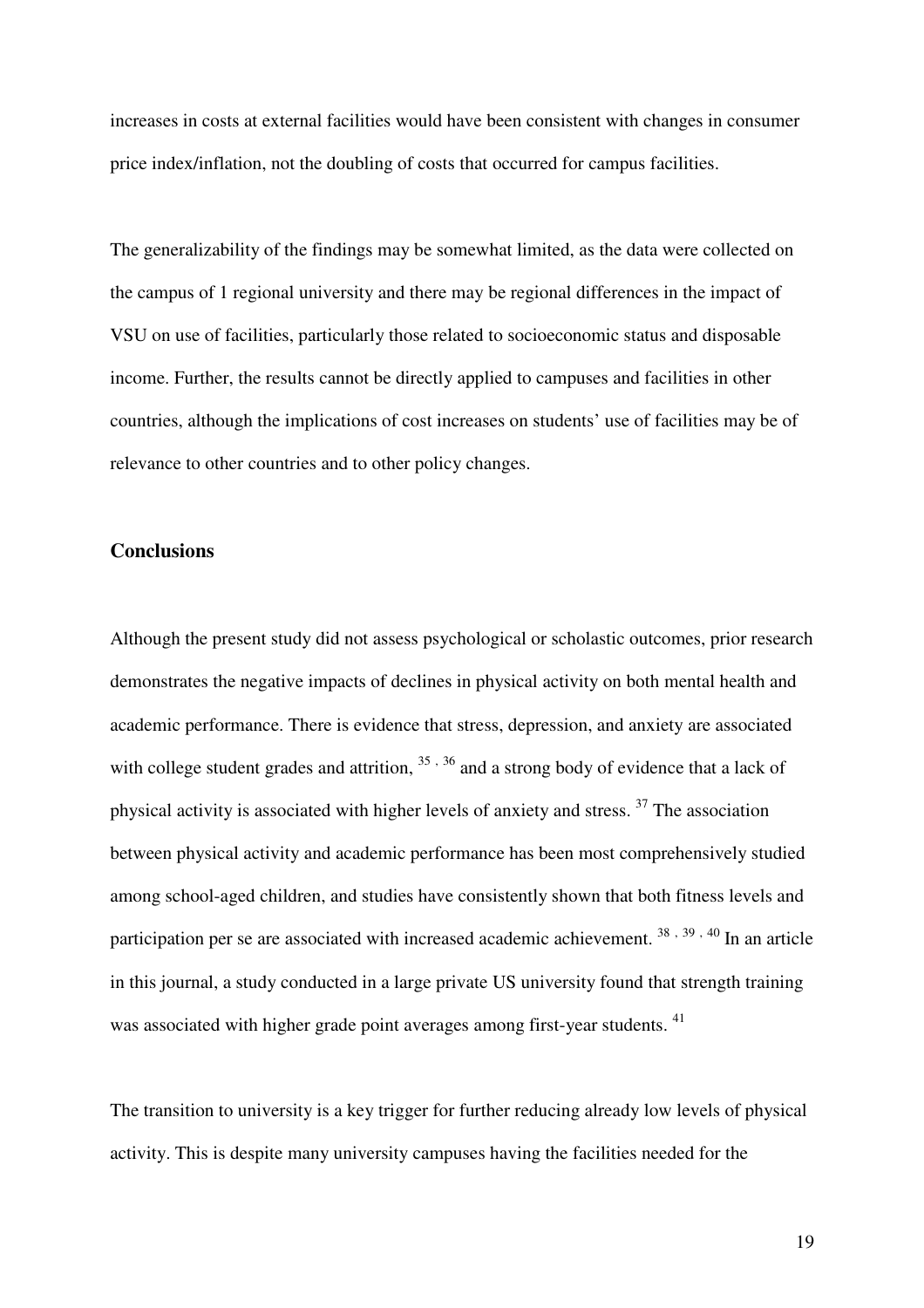increases in costs at external facilities would have been consistent with changes in consumer price index/inflation, not the doubling of costs that occurred for campus facilities.

The generalizability of the findings may be somewhat limited, as the data were collected on the campus of 1 regional university and there may be regional differences in the impact of VSU on use of facilities, particularly those related to socioeconomic status and disposable income. Further, the results cannot be directly applied to campuses and facilities in other countries, although the implications of cost increases on students' use of facilities may be of relevance to other countries and to other policy changes.

## Conclusions

Although the present study did not assess psychological or scholastic outcomes, prior research demonstrates the negative impacts of declines in physical activity on both mental health and academic performance. There is evidence that stress, depression, and anxiety are associated with college student grades and attrition, [35, 36] and a strong body of evidence that a lack of physical activity is associated with higher levels of anxiety and stress. [37] The association between physical activity and academic performance has been most comprehensively studied among school-aged children, and studies have consistently shown that both fitness levels and participation per se are associated with increased academic achievement. [38, 39, 40] In an article in this journal, a study conducted in a large private US university found that strength training was associated with higher grade point averages among first-year students. [41]

The transition to university is a key trigger for further reducing already low levels of physical activity. This is despite many university campuses having the facilities needed for the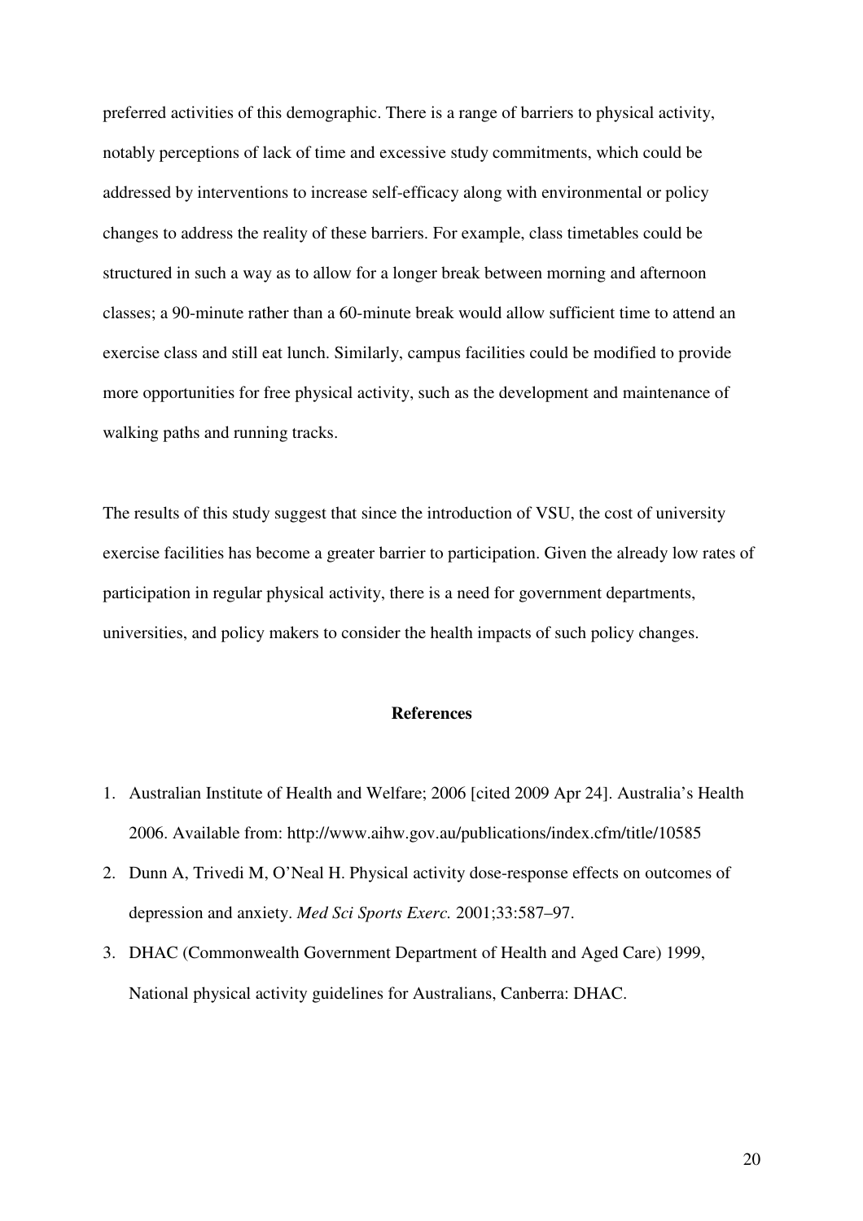preferred activities of this demographic. There is a range of barriers to physical activity, notably perceptions of lack of time and excessive study commitments, which could be addressed by interventions to increase self-efficacy along with environmental or policy changes to address the reality of these barriers. For example, class timetables could be structured in such a way as to allow for a longer break between morning and afternoon classes; a 90-minute rather than a 60-minute break would allow sufficient time to attend an exercise class and still eat lunch. Similarly, campus facilities could be modified to provide more opportunities for free physical activity, such as the development and maintenance of walking paths and running tracks.

The results of this study suggest that since the introduction of VSU, the cost of university exercise facilities has become a greater barrier to participation. Given the already low rates of participation in regular physical activity, there is a need for government departments, universities, and policy makers to consider the health impacts of such policy changes.

## References

1. Australian Institute of Health and Welfare; 2006 [cited 2009 Apr 24]. Australia's Health 2006. Available from: http://www.aihw.gov.au/publications/index.cfm/title/10585
2. Dunn A, Trivedi M, O'Neal H. Physical activity dose-response effects on outcomes of depression and anxiety. *Med Sci Sports Exerc.* 2001;33:587–97.
3. DHAC (Commonwealth Government Department of Health and Aged Care) 1999, National physical activity guidelines for Australians, Canberra: DHAC.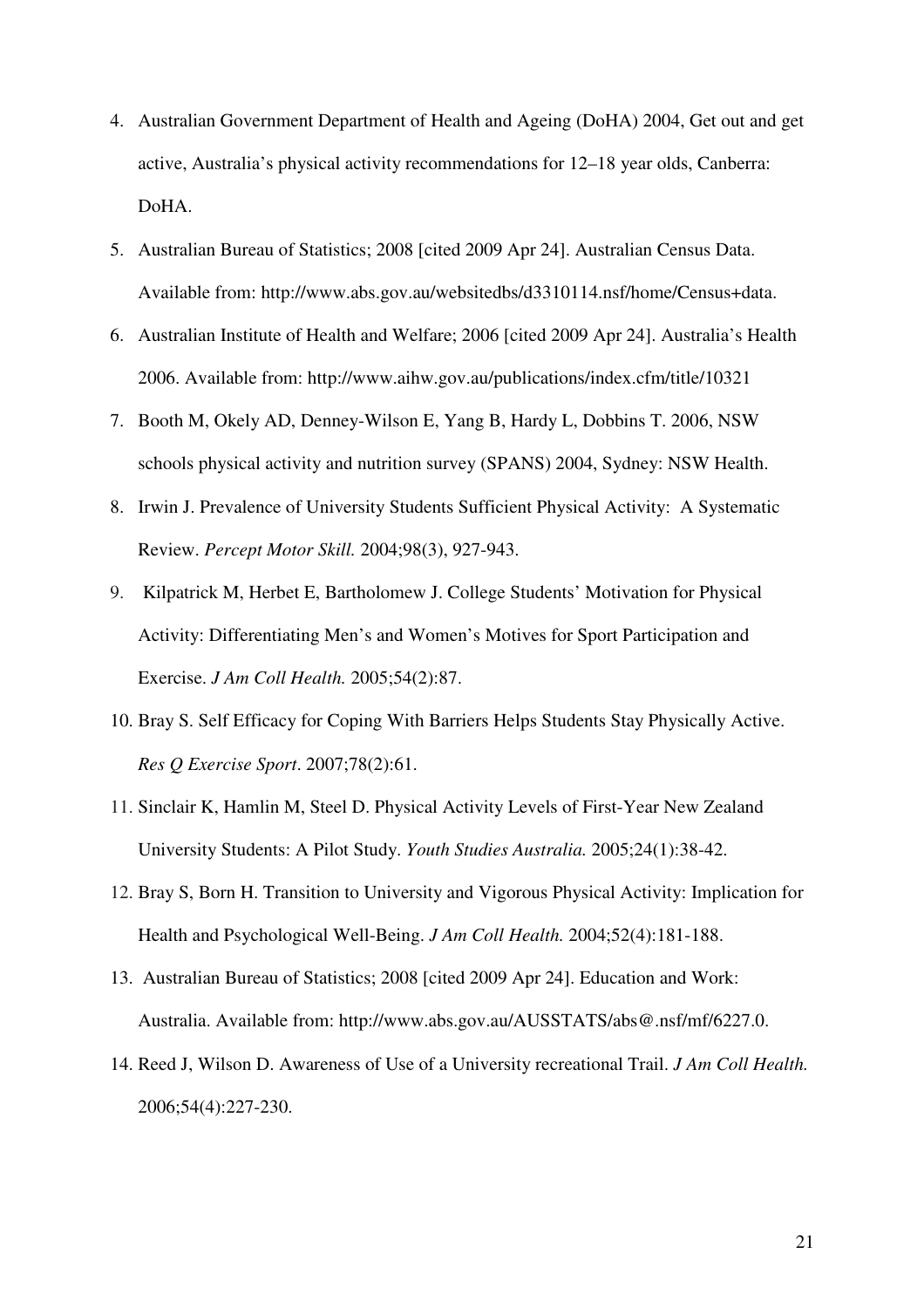4. Australian Government Department of Health and Ageing (DoHA) 2004, Get out and get active, Australia's physical activity recommendations for 12–18 year olds, Canberra: DoHA.
5. Australian Bureau of Statistics; 2008 [cited 2009 Apr 24]. Australian Census Data. Available from: http://www.abs.gov.au/websitedbs/d3310114.nsf/home/Census+data.
6. Australian Institute of Health and Welfare; 2006 [cited 2009 Apr 24]. Australia's Health 2006. Available from: http://www.aihw.gov.au/publications/index.cfm/title/10321
7. Booth M, Okely AD, Denney-Wilson E, Yang B, Hardy L, Dobbins T. 2006, NSW schools physical activity and nutrition survey (SPANS) 2004, Sydney: NSW Health.
8. Irwin J. Prevalence of University Students Sufficient Physical Activity: A Systematic Review. *Percept Motor Skill.* 2004;98(3), 927-943.
9. Kilpatrick M, Herbet E, Bartholomew J. College Students' Motivation for Physical Activity: Differentiating Men's and Women's Motives for Sport Participation and Exercise. *J Am Coll Health.* 2005;54(2):87.
10. Bray S. Self Efficacy for Coping With Barriers Helps Students Stay Physically Active. *Res Q Exercise Sport*. 2007;78(2):61.
11. Sinclair K, Hamlin M, Steel D. Physical Activity Levels of First-Year New Zealand University Students: A Pilot Study. *Youth Studies Australia.* 2005;24(1):38-42.
12. Bray S, Born H. Transition to University and Vigorous Physical Activity: Implication for Health and Psychological Well-Being. *J Am Coll Health.* 2004;52(4):181-188.
13. Australian Bureau of Statistics; 2008 [cited 2009 Apr 24]. Education and Work: Australia. Available from: http://www.abs.gov.au/AUSSTATS/abs@.nsf/mf/6227.0.
14. Reed J, Wilson D. Awareness of Use of a University recreational Trail. *J Am Coll Health.* 2006;54(4):227-230.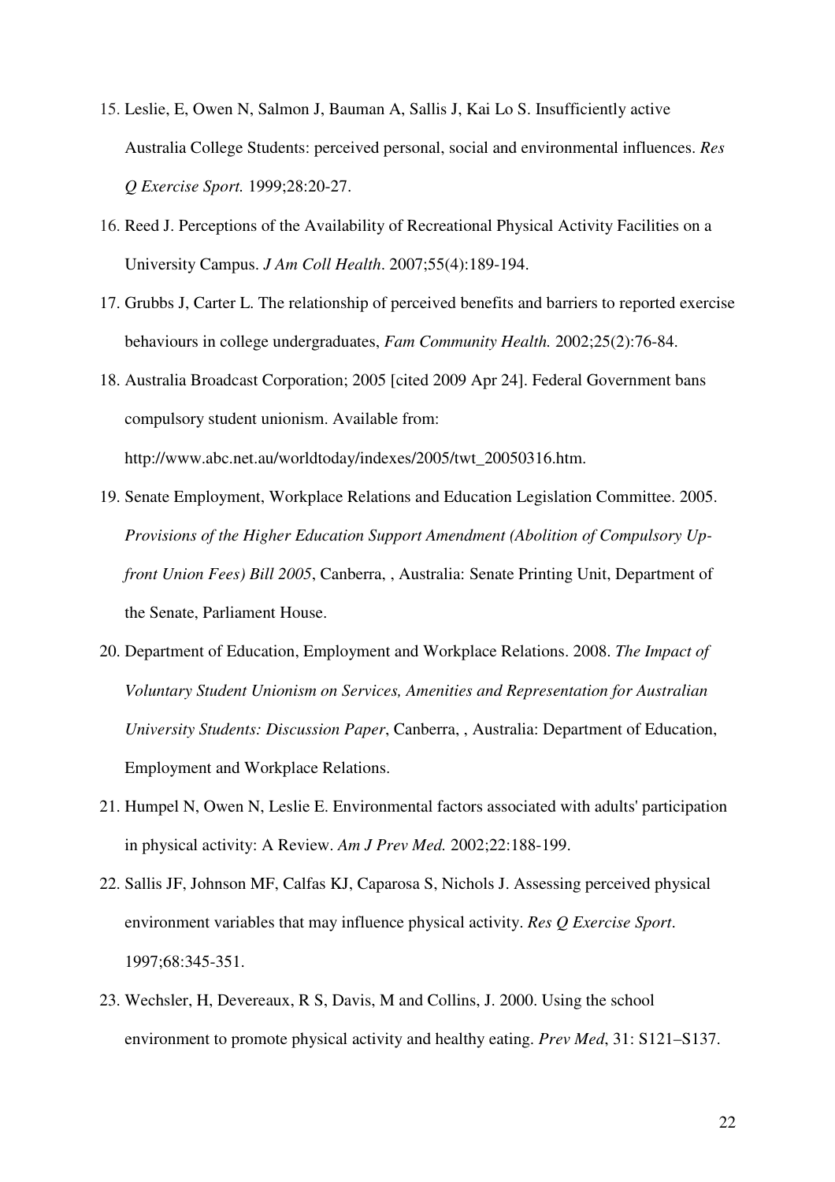15. Leslie, E, Owen N, Salmon J, Bauman A, Sallis J, Kai Lo S. Insufficiently active Australia College Students: perceived personal, social and environmental influences. *Res Q Exercise Sport.* 1999;28:20-27.

16. Reed J. Perceptions of the Availability of Recreational Physical Activity Facilities on a University Campus. *J Am Coll Health*. 2007;55(4):189-194.

17. Grubbs J, Carter L. The relationship of perceived benefits and barriers to reported exercise behaviours in college undergraduates, *Fam Community Health.* 2002;25(2):76-84.

18. Australia Broadcast Corporation; 2005 [cited 2009 Apr 24]. Federal Government bans compulsory student unionism. Available from: http://www.abc.net.au/worldtoday/indexes/2005/twt_20050316.htm.

19. Senate Employment, Workplace Relations and Education Legislation Committee. 2005. *Provisions of the Higher Education Support Amendment (Abolition of Compulsory Up-front Union Fees) Bill 2005*, Canberra, , Australia: Senate Printing Unit, Department of the Senate, Parliament House.

20. Department of Education, Employment and Workplace Relations. 2008. *The Impact of Voluntary Student Unionism on Services, Amenities and Representation for Australian University Students: Discussion Paper*, Canberra, , Australia: Department of Education, Employment and Workplace Relations.

21. Humpel N, Owen N, Leslie E. Environmental factors associated with adults' participation in physical activity: A Review. *Am J Prev Med.* 2002;22:188-199.

22. Sallis JF, Johnson MF, Calfas KJ, Caparosa S, Nichols J. Assessing perceived physical environment variables that may influence physical activity. *Res Q Exercise Sport*. 1997;68:345-351.

23. Wechsler, H, Devereaux, R S, Davis, M and Collins, J. 2000. Using the school environment to promote physical activity and healthy eating. *Prev Med*, 31: S121–S137.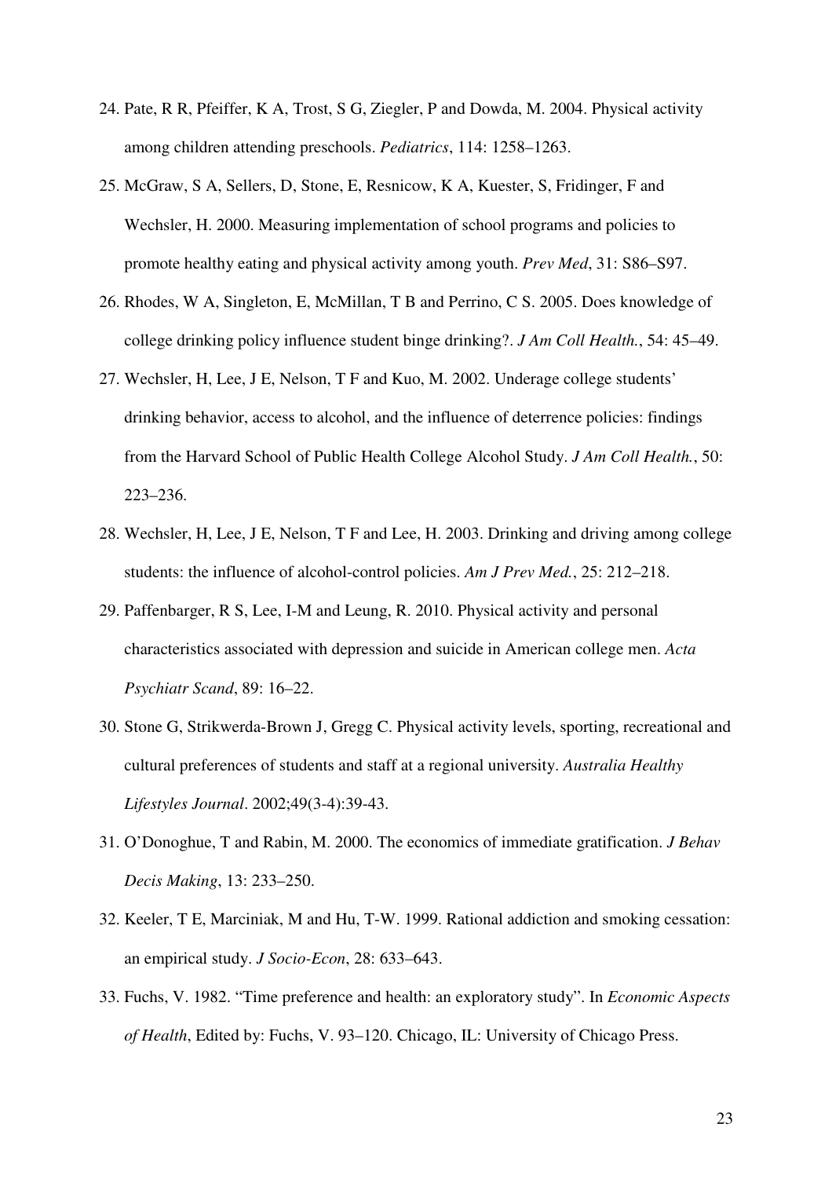24. Pate, R R, Pfeiffer, K A, Trost, S G, Ziegler, P and Dowda, M. 2004. Physical activity among children attending preschools. *Pediatrics*, 114: 1258–1263.

25. McGraw, S A, Sellers, D, Stone, E, Resnicow, K A, Kuester, S, Fridinger, F and Wechsler, H. 2000. Measuring implementation of school programs and policies to promote healthy eating and physical activity among youth. *Prev Med*, 31: S86–S97.

26. Rhodes, W A, Singleton, E, McMillan, T B and Perrino, C S. 2005. Does knowledge of college drinking policy influence student binge drinking?. *J Am Coll Health.*, 54: 45–49.

27. Wechsler, H, Lee, J E, Nelson, T F and Kuo, M. 2002. Underage college students' drinking behavior, access to alcohol, and the influence of deterrence policies: findings from the Harvard School of Public Health College Alcohol Study. *J Am Coll Health.*, 50: 223–236.

28. Wechsler, H, Lee, J E, Nelson, T F and Lee, H. 2003. Drinking and driving among college students: the influence of alcohol-control policies. *Am J Prev Med.*, 25: 212–218.

29. Paffenbarger, R S, Lee, I-M and Leung, R. 2010. Physical activity and personal characteristics associated with depression and suicide in American college men. *Acta Psychiatr Scand*, 89: 16–22.

30. Stone G, Strikwerda-Brown J, Gregg C. Physical activity levels, sporting, recreational and cultural preferences of students and staff at a regional university. *Australia Healthy Lifestyles Journal*. 2002;49(3-4):39-43.

31. O'Donoghue, T and Rabin, M. 2000. The economics of immediate gratification. *J Behav Decis Making*, 13: 233–250.

32. Keeler, T E, Marciniak, M and Hu, T-W. 1999. Rational addiction and smoking cessation: an empirical study. *J Socio-Econ*, 28: 633–643.

33. Fuchs, V. 1982. "Time preference and health: an exploratory study". In *Economic Aspects of Health*, Edited by: Fuchs, V. 93–120. Chicago, IL: University of Chicago Press.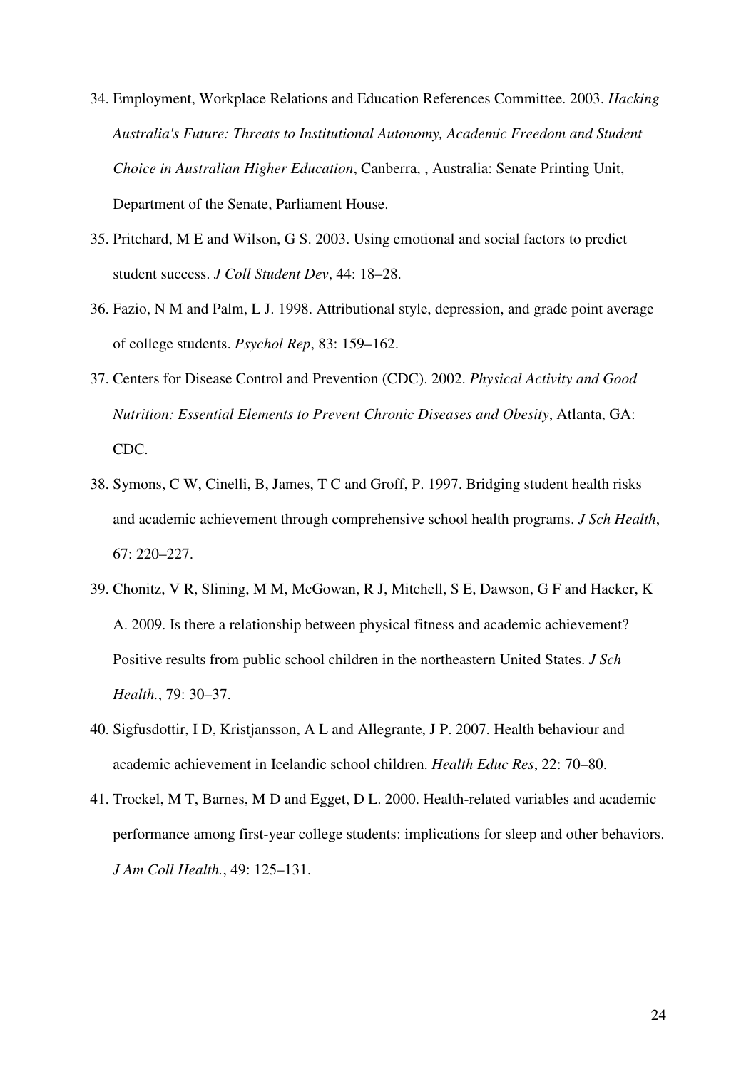34. Employment, Workplace Relations and Education References Committee. 2003. *Hacking Australia's Future: Threats to Institutional Autonomy, Academic Freedom and Student Choice in Australian Higher Education*, Canberra, , Australia: Senate Printing Unit, Department of the Senate, Parliament House.
35. Pritchard, M E and Wilson, G S. 2003. Using emotional and social factors to predict student success. *J Coll Student Dev*, 44: 18–28.
36. Fazio, N M and Palm, L J. 1998. Attributional style, depression, and grade point average of college students. *Psychol Rep*, 83: 159–162.
37. Centers for Disease Control and Prevention (CDC). 2002. *Physical Activity and Good Nutrition: Essential Elements to Prevent Chronic Diseases and Obesity*, Atlanta, GA: CDC.
38. Symons, C W, Cinelli, B, James, T C and Groff, P. 1997. Bridging student health risks and academic achievement through comprehensive school health programs. *J Sch Health*, 67: 220–227.
39. Chonitz, V R, Slining, M M, McGowan, R J, Mitchell, S E, Dawson, G F and Hacker, K A. 2009. Is there a relationship between physical fitness and academic achievement? Positive results from public school children in the northeastern United States. *J Sch Health.*, 79: 30–37.
40. Sigfusdottir, I D, Kristjansson, A L and Allegrante, J P. 2007. Health behaviour and academic achievement in Icelandic school children. *Health Educ Res*, 22: 70–80.
41. Trockel, M T, Barnes, M D and Egget, D L. 2000. Health-related variables and academic performance among first-year college students: implications for sleep and other behaviors. *J Am Coll Health.*, 49: 125–131.